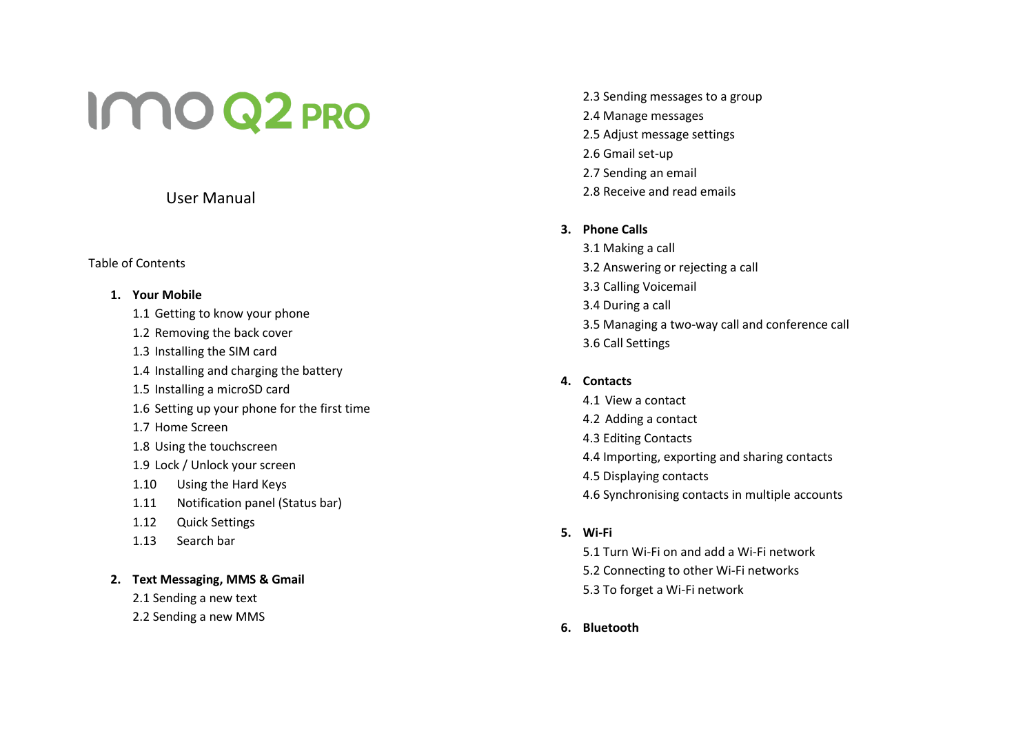# imo Q2 PRO

User Manual

Table of Contents

1. **Your Mobile**
   - 1.1 Getting to know your phone
   - 1.2 Removing the back cover
   - 1.3 Installing the SIM card
   - 1.4 Installing and charging the battery
   - 1.5 Installing a microSD card
   - 1.6 Setting up your phone for the first time
   - 1.7 Home Screen
   - 1.8 Using the touchscreen
   - 1.9 Lock / Unlock your screen
   - 1.10 Using the Hard Keys
   - 1.11 Notification panel (Status bar)
   - 1.12 Quick Settings
   - 1.13 Search bar

2. **Text Messaging, MMS & Gmail**
   - 2.1 Sending a new text
   - 2.2 Sending a new MMS
   - 2.3 Sending messages to a group
   - 2.4 Manage messages
   - 2.5 Adjust message settings
   - 2.6 Gmail set-up
   - 2.7 Sending an email
   - 2.8 Receive and read emails

3. **Phone Calls**
   - 3.1 Making a call
   - 3.2 Answering or rejecting a call
   - 3.3 Calling Voicemail
   - 3.4 During a call
   - 3.5 Managing a two-way call and conference call
   - 3.6 Call Settings

4. **Contacts**
   - 4.1 View a contact
   - 4.2 Adding a contact
   - 4.3 Editing Contacts
   - 4.4 Importing, exporting and sharing contacts
   - 4.5 Displaying contacts
   - 4.6 Synchronising contacts in multiple accounts

5. **Wi-Fi**
   - 5.1 Turn Wi-Fi on and add a Wi-Fi network
   - 5.2 Connecting to other Wi-Fi networks
   - 5.3 To forget a Wi-Fi network

6. **Bluetooth**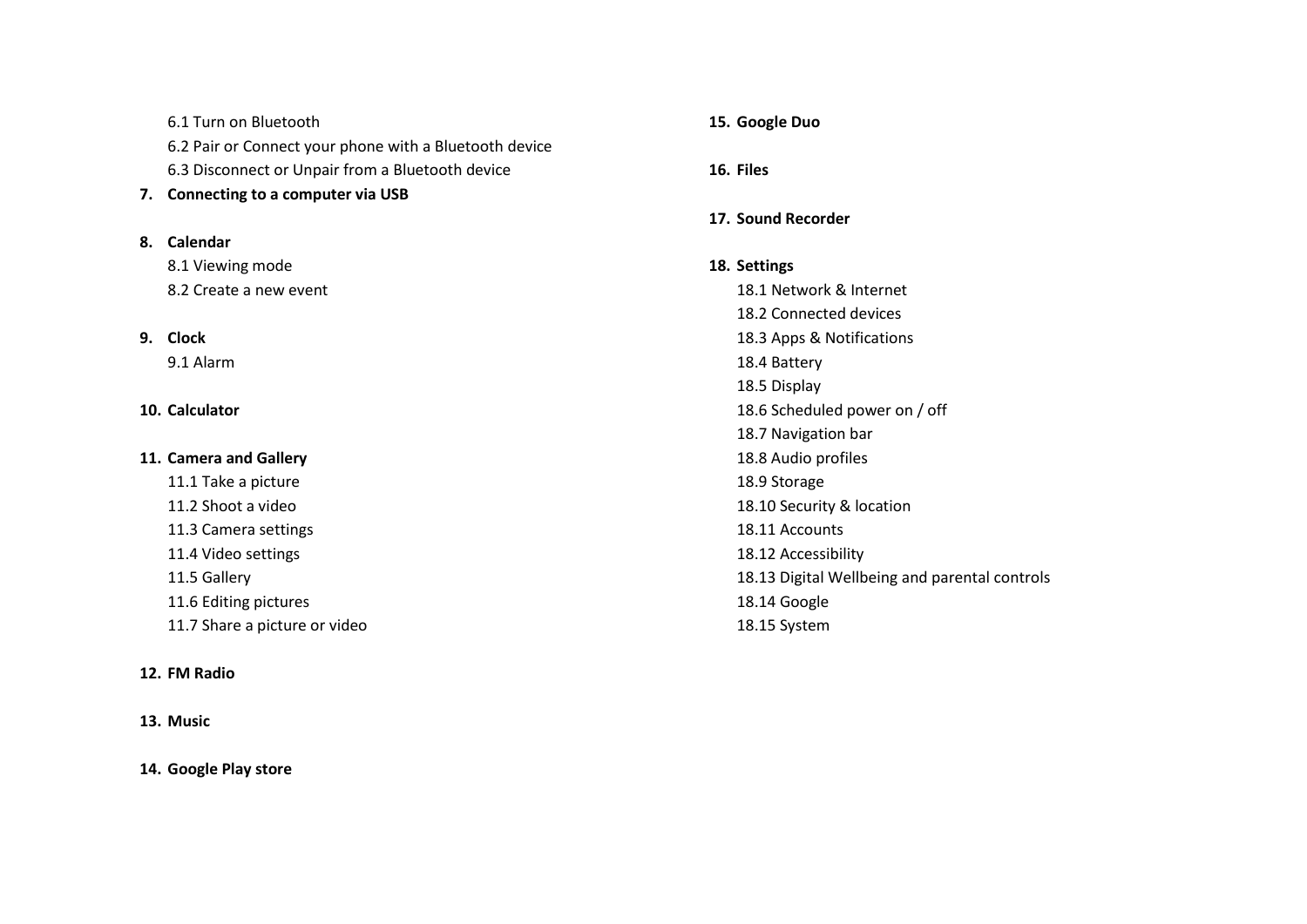6.1 Turn on Bluetooth

6.2 Pair or Connect your phone with a Bluetooth device

6.3 Disconnect or Unpair from a Bluetooth device

**7. Connecting to a computer via USB**

**8. Calendar**

8.1 Viewing mode

8.2 Create a new event

**9. Clock**

9.1 Alarm

**10. Calculator**

**11. Camera and Gallery**

11.1 Take a picture

11.2 Shoot a video

11.3 Camera settings

11.4 Video settings

11.5 Gallery

11.6 Editing pictures

11.7 Share a picture or video

**12. FM Radio**

**13. Music**

**14. Google Play store**

**15. Google Duo**

**16. Files**

**17. Sound Recorder**

**18. Settings**

18.1 Network & Internet

18.2 Connected devices

18.3 Apps & Notifications

18.4 Battery

18.5 Display

18.6 Scheduled power on / off

18.7 Navigation bar

18.8 Audio profiles

18.9 Storage

18.10 Security & location

18.11 Accounts

18.12 Accessibility

18.13 Digital Wellbeing and parental controls

18.14 Google

18.15 System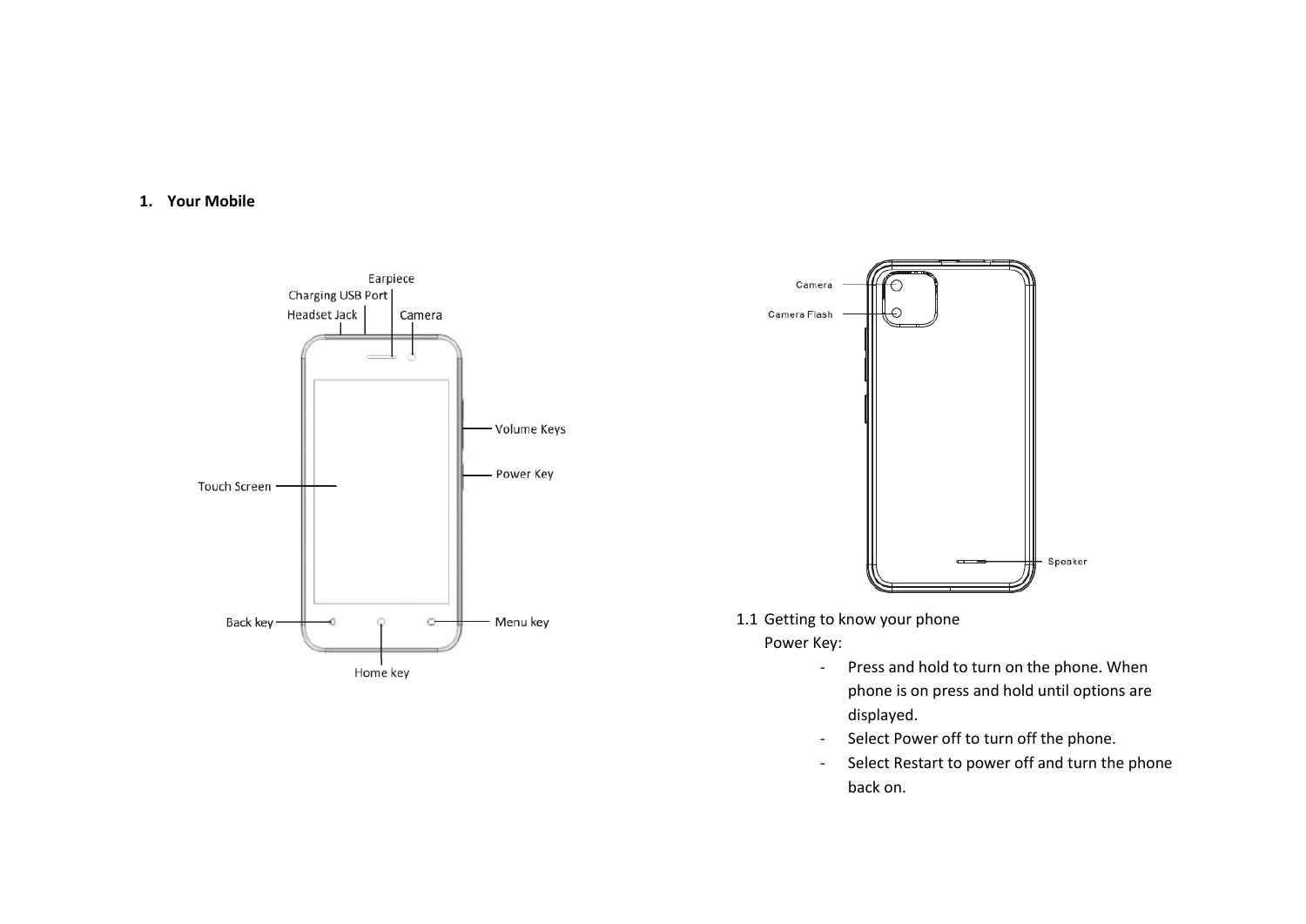## 1. Your Mobile

Earpiece

Charging USB Port

Headset Jack

Camera

Volume Keys

Power Key

Touch Screen

Back key

Menu key

Home key

Camera

Camera Flash

Speaker

### 1.1 Getting to know your phone

Power Key:

- Press and hold to turn on the phone. When phone is on press and hold until options are displayed.
- Select Power off to turn off the phone.
- Select Restart to power off and turn the phone back on.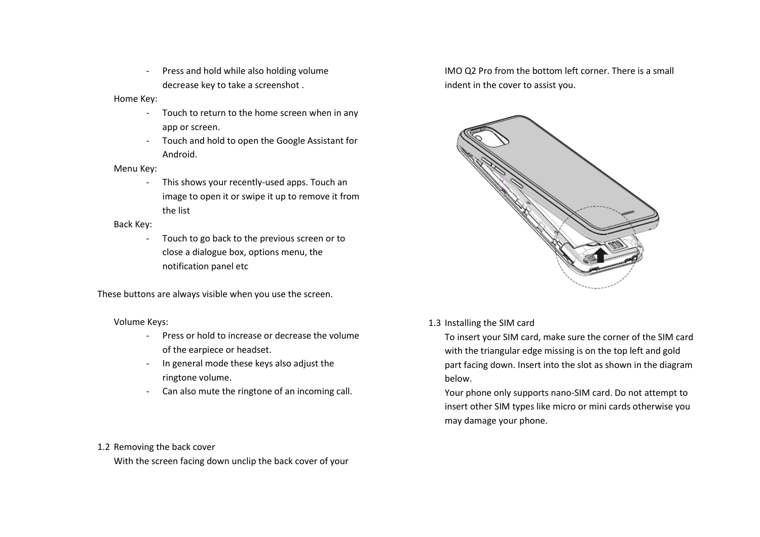- Press and hold while also holding volume decrease key to take a screenshot .

Home Key:

- Touch to return to the home screen when in any app or screen.
- Touch and hold to open the Google Assistant for Android.

Menu Key:

- This shows your recently-used apps. Touch an image to open it or swipe it up to remove it from the list

Back Key:

- Touch to go back to the previous screen or to close a dialogue box, options menu, the notification panel etc

These buttons are always visible when you use the screen.

Volume Keys:

- Press or hold to increase or decrease the volume of the earpiece or headset.
- In general mode these keys also adjust the ringtone volume.
- Can also mute the ringtone of an incoming call.

1.2 Removing the back cover

With the screen facing down unclip the back cover of your IMO Q2 Pro from the bottom left corner. There is a small indent in the cover to assist you.

1.3 Installing the SIM card

To insert your SIM card, make sure the corner of the SIM card with the triangular edge missing is on the top left and gold part facing down. Insert into the slot as shown in the diagram below.

Your phone only supports nano-SIM card. Do not attempt to insert other SIM types like micro or mini cards otherwise you may damage your phone.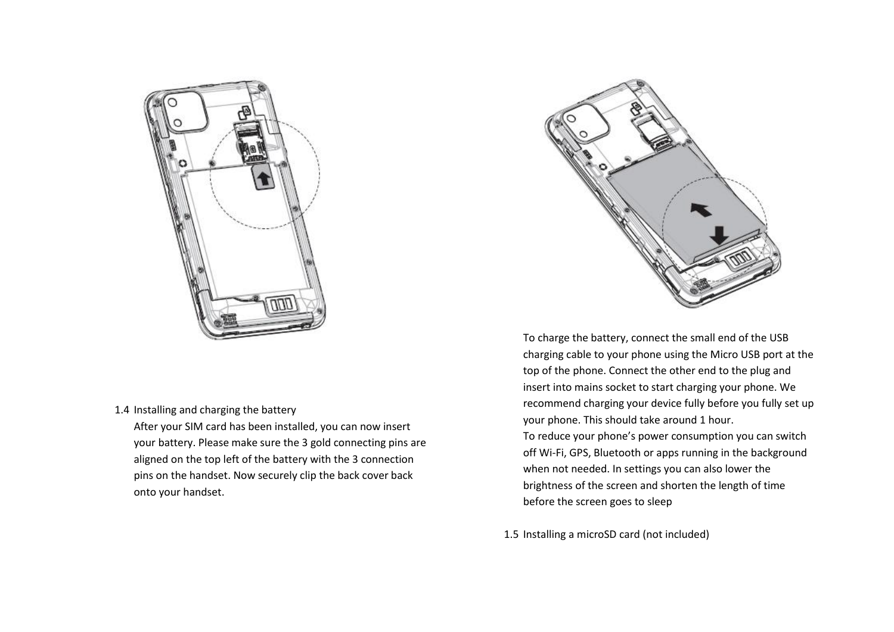1.4 Installing and charging the battery

After your SIM card has been installed, you can now insert your battery. Please make sure the 3 gold connecting pins are aligned on the top left of the battery with the 3 connection pins on the handset. Now securely clip the back cover back onto your handset.

To charge the battery, connect the small end of the USB charging cable to your phone using the Micro USB port at the top of the phone. Connect the other end to the plug and insert into mains socket to start charging your phone. We recommend charging your device fully before you fully set up your phone. This should take around 1 hour.

To reduce your phone's power consumption you can switch off Wi-Fi, GPS, Bluetooth or apps running in the background when not needed. In settings you can also lower the brightness of the screen and shorten the length of time before the screen goes to sleep

1.5 Installing a microSD card (not included)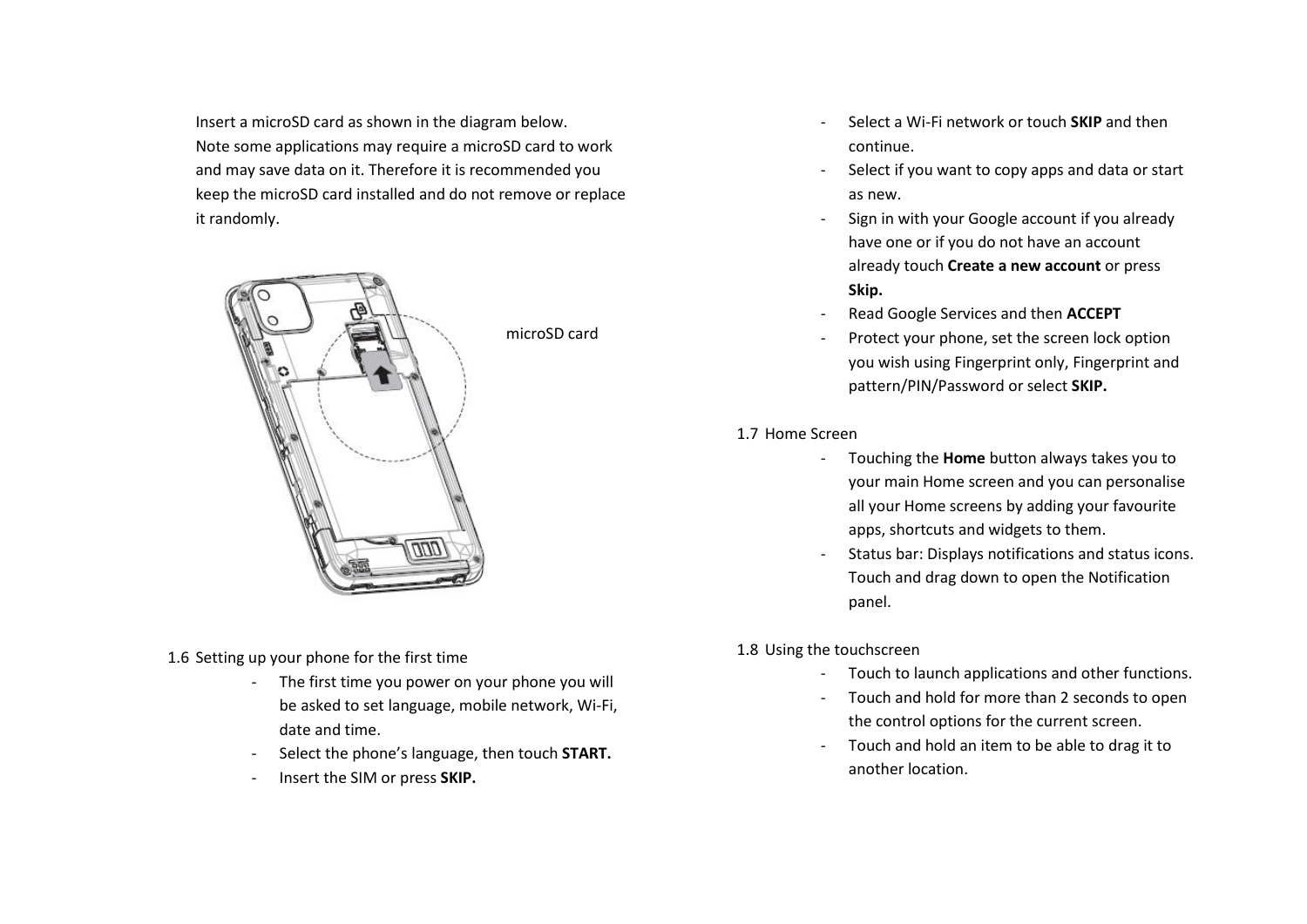Insert a microSD card as shown in the diagram below.
Note some applications may require a microSD card to work and may save data on it. Therefore it is recommended you keep the microSD card installed and do not remove or replace it randomly.

microSD card

1.6 Setting up your phone for the first time

- The first time you power on your phone you will be asked to set language, mobile network, Wi-Fi, date and time.
- Select the phone's language, then touch **START.**
- Insert the SIM or press **SKIP.**
- Select a Wi-Fi network or touch **SKIP** and then continue.
- Select if you want to copy apps and data or start as new.
- Sign in with your Google account if you already have one or if you do not have an account already touch **Create a new account** or press **Skip.**
- Read Google Services and then **ACCEPT**
- Protect your phone, set the screen lock option you wish using Fingerprint only, Fingerprint and pattern/PIN/Password or select **SKIP.**

1.7 Home Screen

- Touching the **Home** button always takes you to your main Home screen and you can personalise all your Home screens by adding your favourite apps, shortcuts and widgets to them.
- Status bar: Displays notifications and status icons. Touch and drag down to open the Notification panel.

1.8 Using the touchscreen

- Touch to launch applications and other functions.
- Touch and hold for more than 2 seconds to open the control options for the current screen.
- Touch and hold an item to be able to drag it to another location.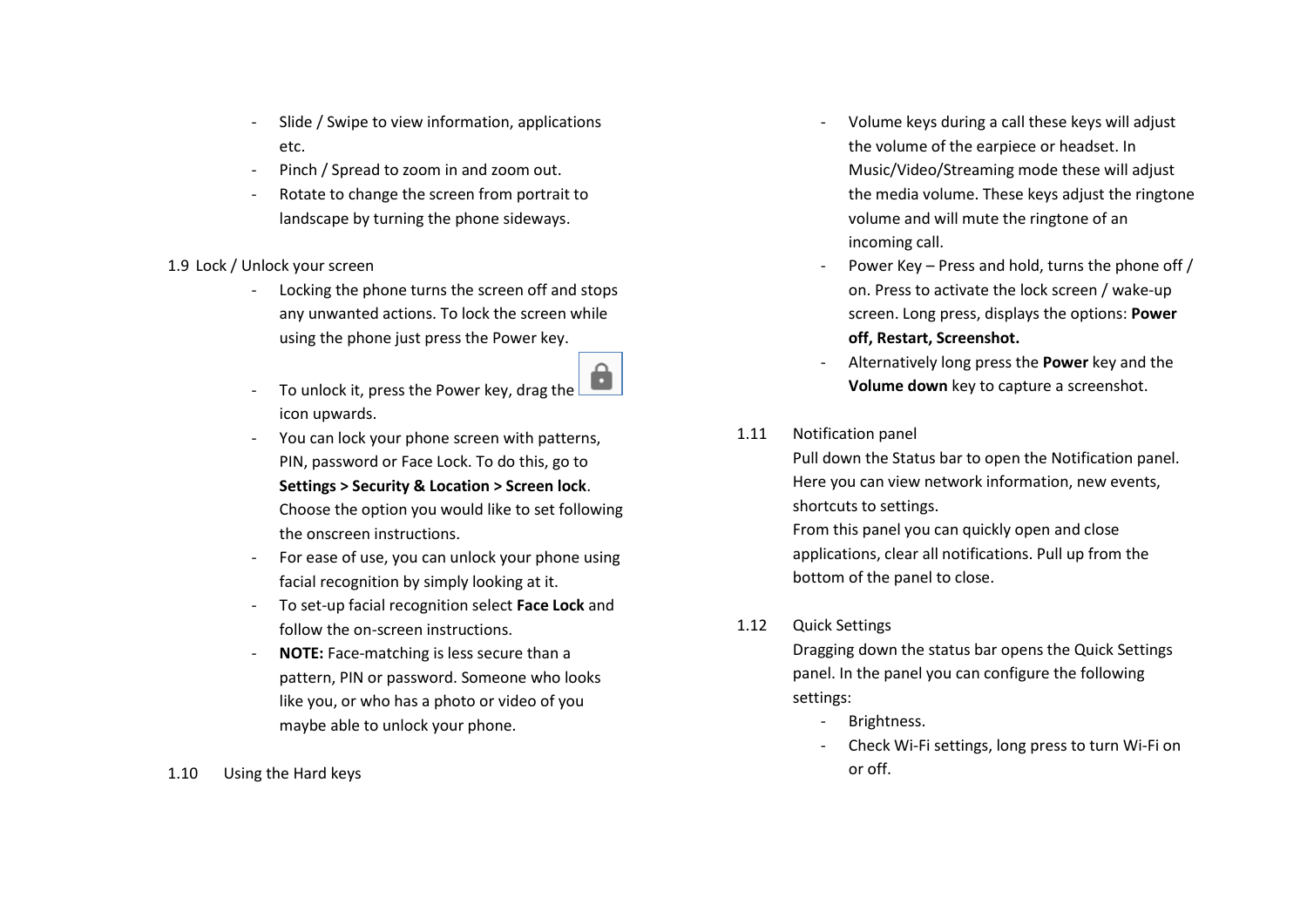- Slide / Swipe to view information, applications etc.
- Pinch / Spread to zoom in and zoom out.
- Rotate to change the screen from portrait to landscape by turning the phone sideways.

## 1.9 Lock / Unlock your screen

- Locking the phone turns the screen off and stops any unwanted actions. To lock the screen while using the phone just press the Power key.
- To unlock it, press the Power key, drag the icon upwards.
- You can lock your phone screen with patterns, PIN, password or Face Lock. To do this, go to **Settings > Security & Location > Screen lock**. Choose the option you would like to set following the onscreen instructions.
- For ease of use, you can unlock your phone using facial recognition by simply looking at it.
- To set-up facial recognition select **Face Lock** and follow the on-screen instructions.
- **NOTE:** Face-matching is less secure than a pattern, PIN or password. Someone who looks like you, or who has a photo or video of you maybe able to unlock your phone.

## 1.10 Using the Hard keys

- Volume keys during a call these keys will adjust the volume of the earpiece or headset. In Music/Video/Streaming mode these will adjust the media volume. These keys adjust the ringtone volume and will mute the ringtone of an incoming call.
- Power Key – Press and hold, turns the phone off / on. Press to activate the lock screen / wake-up screen. Long press, displays the options: **Power off, Restart, Screenshot.**
- Alternatively long press the **Power** key and the **Volume down** key to capture a screenshot.

## 1.11 Notification panel

Pull down the Status bar to open the Notification panel. Here you can view network information, new events, shortcuts to settings.

From this panel you can quickly open and close applications, clear all notifications. Pull up from the bottom of the panel to close.

## 1.12 Quick Settings

Dragging down the status bar opens the Quick Settings panel. In the panel you can configure the following settings:

- Brightness.
- Check Wi-Fi settings, long press to turn Wi-Fi on or off.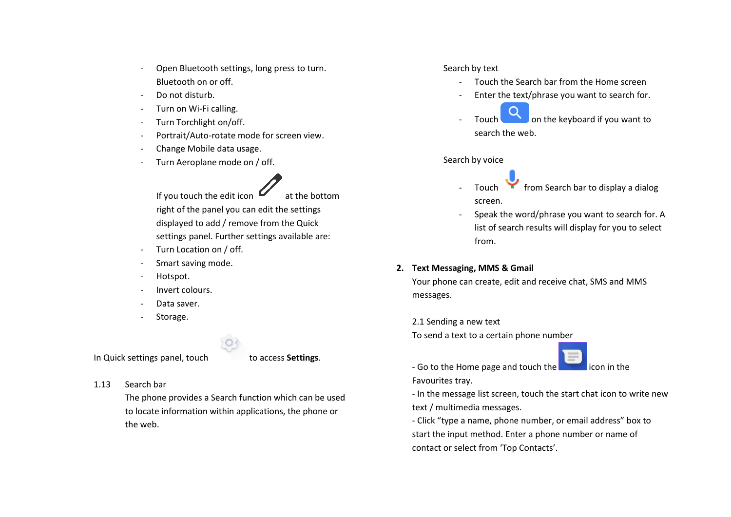- Open Bluetooth settings, long press to turn. Bluetooth on or off.
- Do not disturb.
- Turn on Wi-Fi calling.
- Turn Torchlight on/off.
- Portrait/Auto-rotate mode for screen view.
- Change Mobile data usage.
- Turn Aeroplane mode on / off.

If you touch the edit icon at the bottom right of the panel you can edit the settings displayed to add / remove from the Quick settings panel. Further settings available are:

- Turn Location on / off.
- Smart saving mode.
- Hotspot.
- Invert colours.
- Data saver.
- Storage.

In Quick settings panel, touch to access **Settings**.

1.13 Search bar

The phone provides a Search function which can be used to locate information within applications, the phone or the web.

Search by text

- Touch the Search bar from the Home screen
- Enter the text/phrase you want to search for.
- Touch on the keyboard if you want to search the web.

Search by voice

- Touch from Search bar to display a dialog screen.
- Speak the word/phrase you want to search for. A list of search results will display for you to select from.

## 2. Text Messaging, MMS & Gmail

Your phone can create, edit and receive chat, SMS and MMS messages.

2.1 Sending a new text

To send a text to a certain phone number

- Go to the Home page and touch the icon in the Favourites tray.
- In the message list screen, touch the start chat icon to write new text / multimedia messages.
- Click “type a name, phone number, or email address” box to start the input method. Enter a phone number or name of contact or select from ‘Top Contacts’.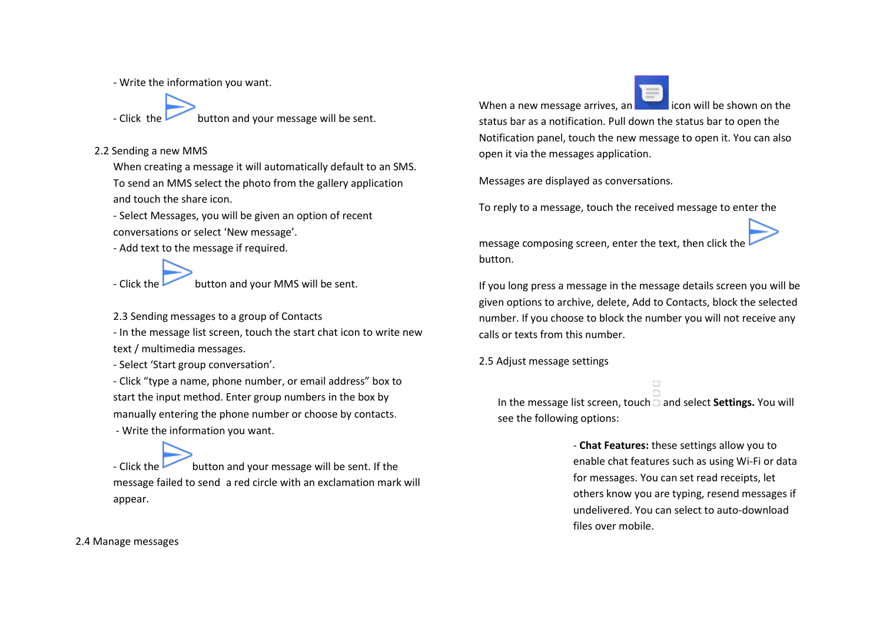- Write the information you want.

- Click the button and your message will be sent.

## 2.2 Sending a new MMS

When creating a message it will automatically default to an SMS. To send an MMS select the photo from the gallery application and touch the share icon.

- Select Messages, you will be given an option of recent conversations or select 'New message'.
- Add text to the message if required.

- Click the button and your MMS will be sent.

## 2.3 Sending messages to a group of Contacts

- In the message list screen, touch the start chat icon to write new text / multimedia messages.
- Select 'Start group conversation'.
- Click "type a name, phone number, or email address" box to start the input method. Enter group numbers in the box by manually entering the phone number or choose by contacts.
- Write the information you want.

- Click the button and your message will be sent. If the message failed to send a red circle with an exclamation mark will appear.

## 2.4 Manage messages

When a new message arrives, an icon will be shown on the status bar as a notification. Pull down the status bar to open the Notification panel, touch the new message to open it. You can also open it via the messages application.

Messages are displayed as conversations.

To reply to a message, touch the received message to enter the message composing screen, enter the text, then click the button.

If you long press a message in the message details screen you will be given options to archive, delete, Add to Contacts, block the selected number. If you choose to block the number you will not receive any calls or texts from this number.

## 2.5 Adjust message settings

In the message list screen, touch and select **Settings.** You will see the following options:

- **Chat Features:** these settings allow you to enable chat features such as using Wi-Fi or data for messages. You can set read receipts, let others know you are typing, resend messages if undelivered. You can select to auto-download files over mobile.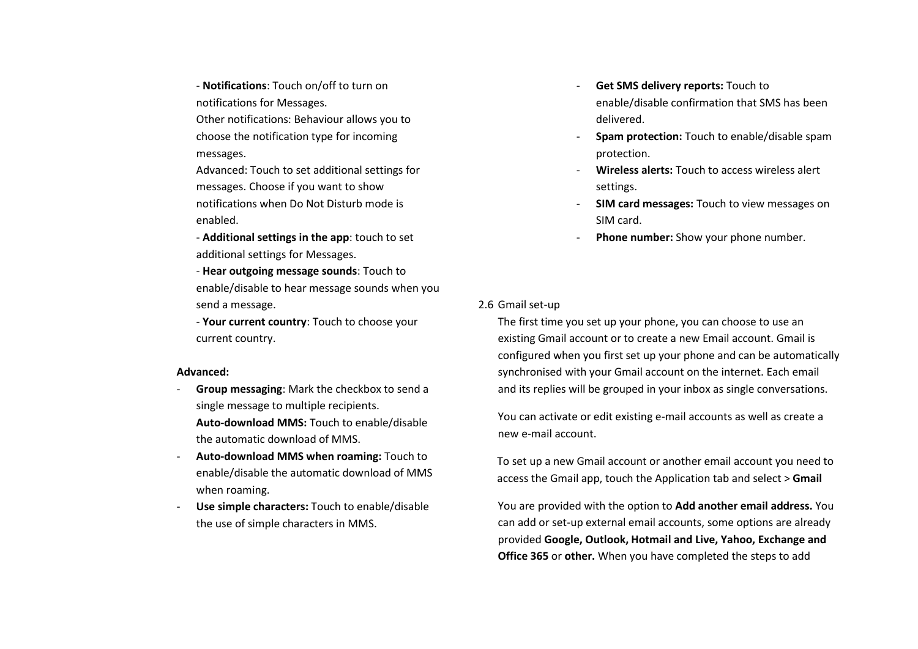- **Notifications**: Touch on/off to turn on notifications for Messages.

Other notifications: Behaviour allows you to choose the notification type for incoming messages.

Advanced: Touch to set additional settings for messages. Choose if you want to show notifications when Do Not Disturb mode is enabled.

- **Additional settings in the app**: touch to set additional settings for Messages.

- **Hear outgoing message sounds**: Touch to enable/disable to hear message sounds when you send a message.

- **Your current country**: Touch to choose your current country.

**Advanced:**

- **Group messaging**: Mark the checkbox to send a single message to multiple recipients.
  **Auto-download MMS:** Touch to enable/disable the automatic download of MMS.
- **Auto-download MMS when roaming:** Touch to enable/disable the automatic download of MMS when roaming.
- **Use simple characters:** Touch to enable/disable the use of simple characters in MMS.
- **Get SMS delivery reports:** Touch to enable/disable confirmation that SMS has been delivered.
- **Spam protection:** Touch to enable/disable spam protection.
- **Wireless alerts:** Touch to access wireless alert settings.
- **SIM card messages:** Touch to view messages on SIM card.
- **Phone number:** Show your phone number.

## 2.6 Gmail set-up

The first time you set up your phone, you can choose to use an existing Gmail account or to create a new Email account. Gmail is configured when you first set up your phone and can be automatically synchronised with your Gmail account on the internet. Each email and its replies will be grouped in your inbox as single conversations.

You can activate or edit existing e-mail accounts as well as create a new e-mail account.

To set up a new Gmail account or another email account you need to access the Gmail app, touch the Application tab and select > **Gmail**

You are provided with the option to **Add another email address.** You can add or set-up external email accounts, some options are already provided **Google, Outlook, Hotmail and Live, Yahoo, Exchange and Office 365** or **other.** When you have completed the steps to add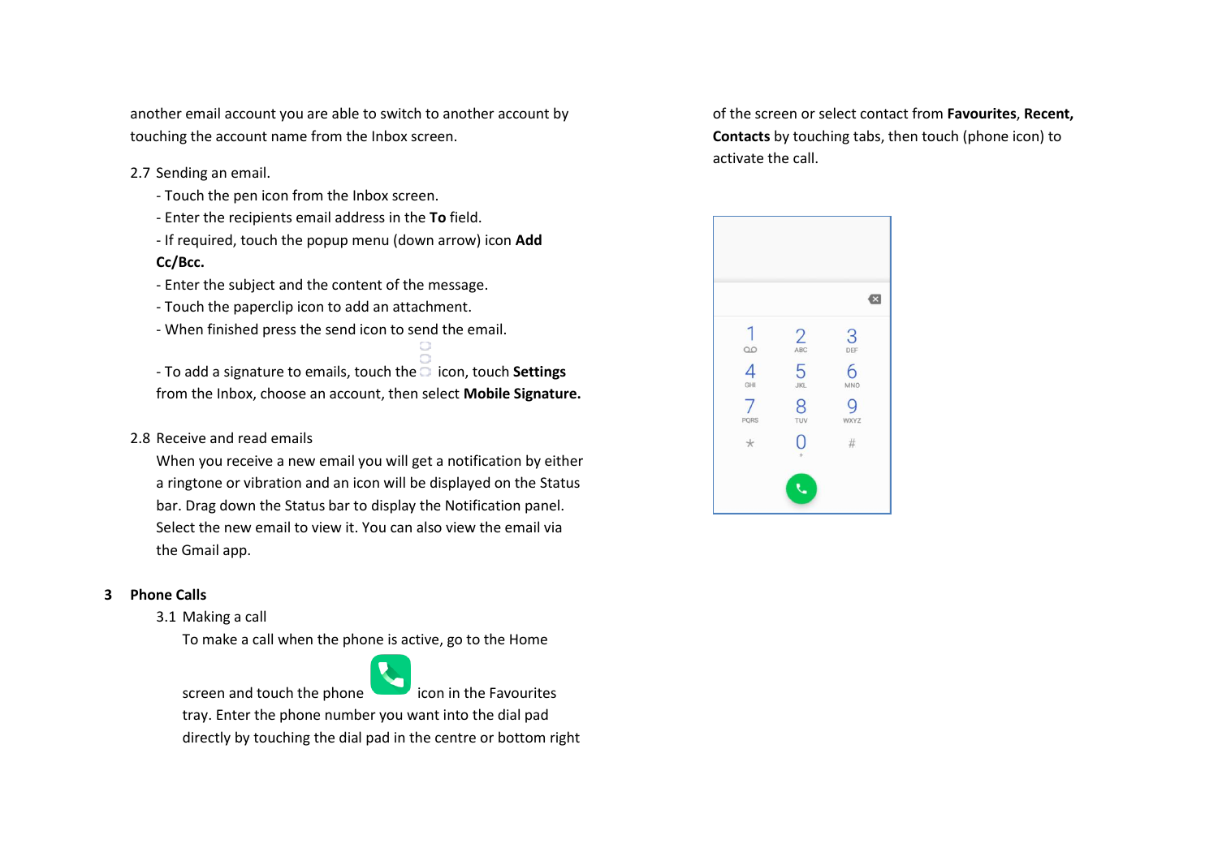another email account you are able to switch to another account by touching the account name from the Inbox screen.

2.7 Sending an email.

- Touch the pen icon from the Inbox screen.
- Enter the recipients email address in the **To** field.
- If required, touch the popup menu (down arrow) icon **Add Cc/Bcc.**
- Enter the subject and the content of the message.
- Touch the paperclip icon to add an attachment.
- When finished press the send icon to send the email.

- To add a signature to emails, touch the icon, touch **Settings** from the Inbox, choose an account, then select **Mobile Signature.**

2.8 Receive and read emails

When you receive a new email you will get a notification by either a ringtone or vibration and an icon will be displayed on the Status bar. Drag down the Status bar to display the Notification panel. Select the new email to view it. You can also view the email via the Gmail app.

## 3 Phone Calls

3.1 Making a call

To make a call when the phone is active, go to the Home screen and touch the phone icon in the Favourites tray. Enter the phone number you want into the dial pad directly by touching the dial pad in the centre or bottom right of the screen or select contact from **Favourites**, **Recent, Contacts** by touching tabs, then touch (phone icon) to activate the call.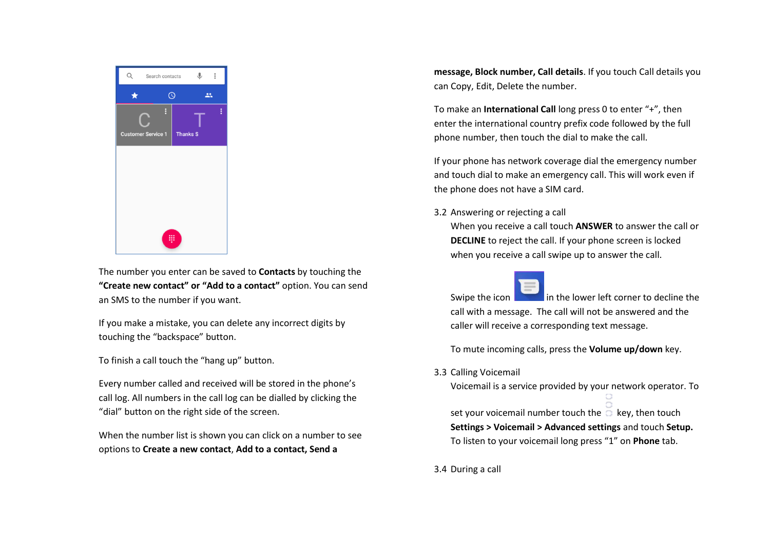The number you enter can be saved to **Contacts** by touching the **"Create new contact" or "Add to a contact"** option. You can send an SMS to the number if you want.

If you make a mistake, you can delete any incorrect digits by touching the "backspace" button.

To finish a call touch the "hang up" button.

Every number called and received will be stored in the phone's call log. All numbers in the call log can be dialled by clicking the "dial" button on the right side of the screen.

When the number list is shown you can click on a number to see options to **Create a new contact**, **Add to a contact, Send a message, Block number, Call details**. If you touch Call details you can Copy, Edit, Delete the number.

To make an **International Call** long press 0 to enter "+", then enter the international country prefix code followed by the full phone number, then touch the dial to make the call.

If your phone has network coverage dial the emergency number and touch dial to make an emergency call. This will work even if the phone does not have a SIM card.

### 3.2 Answering or rejecting a call

When you receive a call touch **ANSWER** to answer the call or **DECLINE** to reject the call. If your phone screen is locked when you receive a call swipe up to answer the call.

Swipe the icon in the lower left corner to decline the call with a message. The call will not be answered and the caller will receive a corresponding text message.

To mute incoming calls, press the **Volume up/down** key.

### 3.3 Calling Voicemail

Voicemail is a service provided by your network operator. To set your voicemail number touch the key, then touch **Settings > Voicemail > Advanced settings** and touch **Setup.** To listen to your voicemail long press "1" on **Phone** tab.

### 3.4 During a call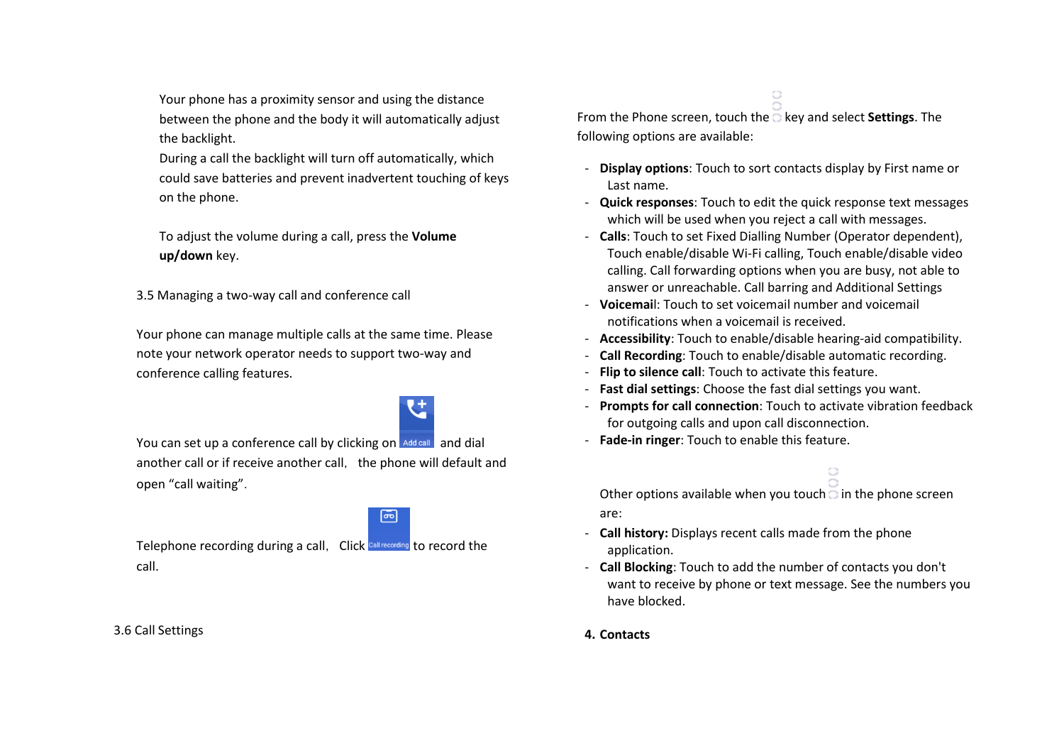Your phone has a proximity sensor and using the distance between the phone and the body it will automatically adjust the backlight.
During a call the backlight will turn off automatically, which could save batteries and prevent inadvertent touching of keys on the phone.

To adjust the volume during a call, press the **Volume up/down** key.

3.5 Managing a two-way call and conference call

Your phone can manage multiple calls at the same time. Please note your network operator needs to support two-way and conference calling features.

You can set up a conference call by clicking on Add call and dial another call or if receive another call, the phone will default and open "call waiting".

Telephone recording during a call, Click Call recording to record the call.

3.6 Call Settings

From the Phone screen, touch the key and select **Settings**. The following options are available:

- **Display options**: Touch to sort contacts display by First name or Last name.
- **Quick responses**: Touch to edit the quick response text messages which will be used when you reject a call with messages.
- **Calls**: Touch to set Fixed Dialling Number (Operator dependent), Touch enable/disable Wi-Fi calling, Touch enable/disable video calling. Call forwarding options when you are busy, not able to answer or unreachable. Call barring and Additional Settings
- **Voicemai**l: Touch to set voicemail number and voicemail notifications when a voicemail is received.
- **Accessibility**: Touch to enable/disable hearing-aid compatibility.
- **Call Recording**: Touch to enable/disable automatic recording.
- **Flip to silence call**: Touch to activate this feature.
- **Fast dial settings**: Choose the fast dial settings you want.
- **Prompts for call connection**: Touch to activate vibration feedback for outgoing calls and upon call disconnection.
- **Fade-in ringer**: Touch to enable this feature.

Other options available when you touch in the phone screen are:

- **Call history:** Displays recent calls made from the phone application.
- **Call Blocking**: Touch to add the number of contacts you don't want to receive by phone or text message. See the numbers you have blocked.

**4. Contacts**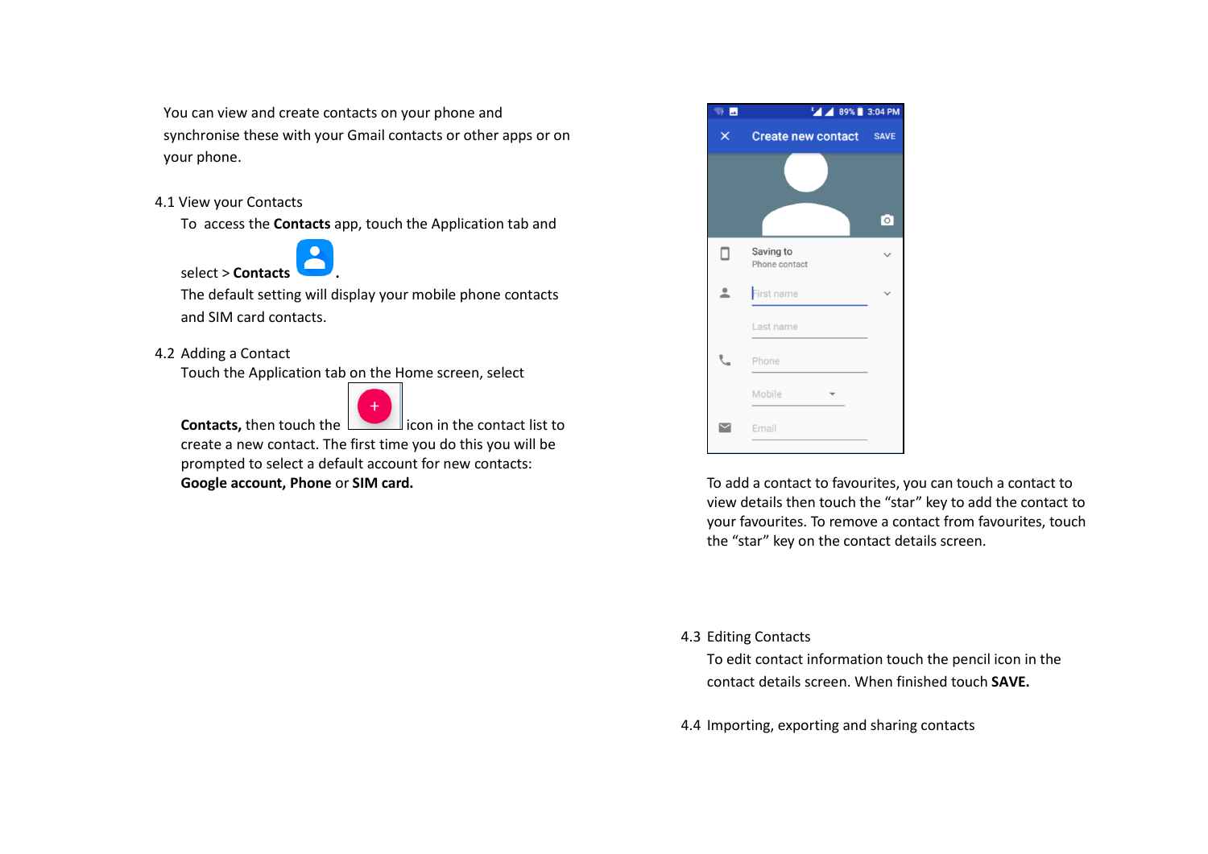You can view and create contacts on your phone and synchronise these with your Gmail contacts or other apps or on your phone.

## 4.1 View your Contacts

To access the **Contacts** app, touch the Application tab and select > **Contacts** .

The default setting will display your mobile phone contacts and SIM card contacts.

## 4.2 Adding a Contact

Touch the Application tab on the Home screen, select **Contacts,** then touch the icon in the contact list to create a new contact. The first time you do this you will be prompted to select a default account for new contacts: **Google account, Phone** or **SIM card.**

To add a contact to favourites, you can touch a contact to view details then touch the "star" key to add the contact to your favourites. To remove a contact from favourites, touch the "star" key on the contact details screen.

## 4.3 Editing Contacts

To edit contact information touch the pencil icon in the contact details screen. When finished touch **SAVE.**

## 4.4 Importing, exporting and sharing contacts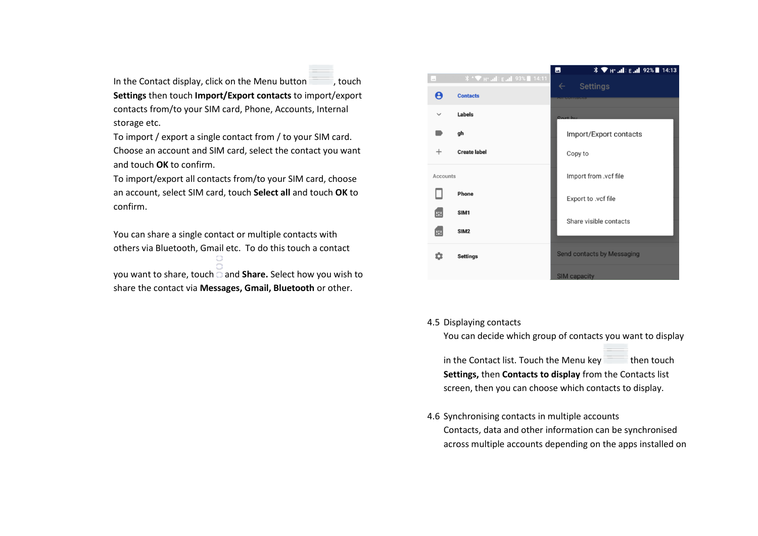In the Contact display, click on the Menu button , touch **Settings** then touch **Import/Export contacts** to import/export contacts from/to your SIM card, Phone, Accounts, Internal storage etc.

To import / export a single contact from / to your SIM card. Choose an account and SIM card, select the contact you want and touch **OK** to confirm.

To import/export all contacts from/to your SIM card, choose an account, select SIM card, touch **Select all** and touch **OK** to confirm.

You can share a single contact or multiple contacts with others via Bluetooth, Gmail etc. To do this touch a contact you want to share, touch and **Share.** Select how you wish to share the contact via **Messages, Gmail, Bluetooth** or other.

4.5 Displaying contacts

You can decide which group of contacts you want to display in the Contact list. Touch the Menu key then touch **Settings,** then **Contacts to display** from the Contacts list screen, then you can choose which contacts to display.

4.6 Synchronising contacts in multiple accounts

Contacts, data and other information can be synchronised across multiple accounts depending on the apps installed on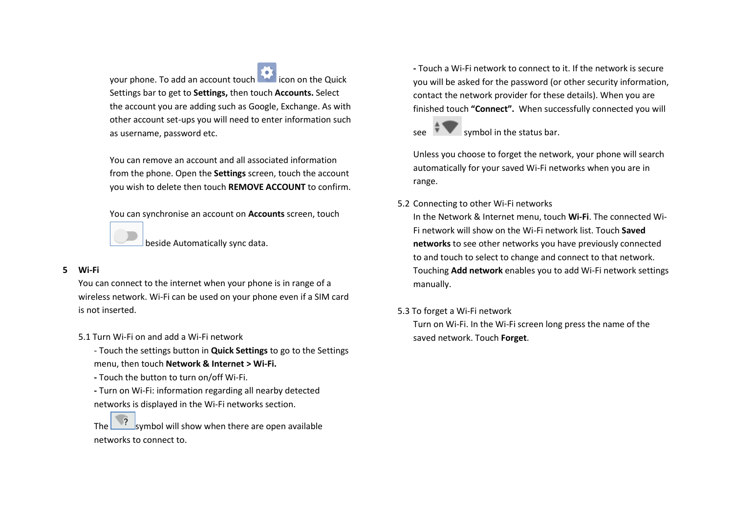your phone. To add an account touch  icon on the Quick Settings bar to get to **Settings,** then touch **Accounts.** Select the account you are adding such as Google, Exchange. As with other account set-ups you will need to enter information such as username, password etc.

You can remove an account and all associated information from the phone. Open the **Settings** screen, touch the account you wish to delete then touch **REMOVE ACCOUNT** to confirm.

You can synchronise an account on **Accounts** screen, touch  beside Automatically sync data.

## 5 Wi-Fi

You can connect to the internet when your phone is in range of a wireless network. Wi-Fi can be used on your phone even if a SIM card is not inserted.

5.1 Turn Wi-Fi on and add a Wi-Fi network

- Touch the settings button in **Quick Settings** to go to the Settings menu, then touch **Network & Internet > Wi-Fi.**
- Touch the button to turn on/off Wi-Fi.
- Turn on Wi-Fi: information regarding all nearby detected networks is displayed in the Wi-Fi networks section.

The  symbol will show when there are open available networks to connect to.

- Touch a Wi-Fi network to connect to it. If the network is secure you will be asked for the password (or other security information, contact the network provider for these details). When you are finished touch **"Connect".** When successfully connected you will see  symbol in the status bar.

Unless you choose to forget the network, your phone will search automatically for your saved Wi-Fi networks when you are in range.

5.2 Connecting to other Wi-Fi networks

In the Network & Internet menu, touch **Wi-Fi**. The connected Wi-Fi network will show on the Wi-Fi network list. Touch **Saved networks** to see other networks you have previously connected to and touch to select to change and connect to that network. Touching **Add network** enables you to add Wi-Fi network settings manually.

5.3 To forget a Wi-Fi network

Turn on Wi-Fi. In the Wi-Fi screen long press the name of the saved network. Touch **Forget**.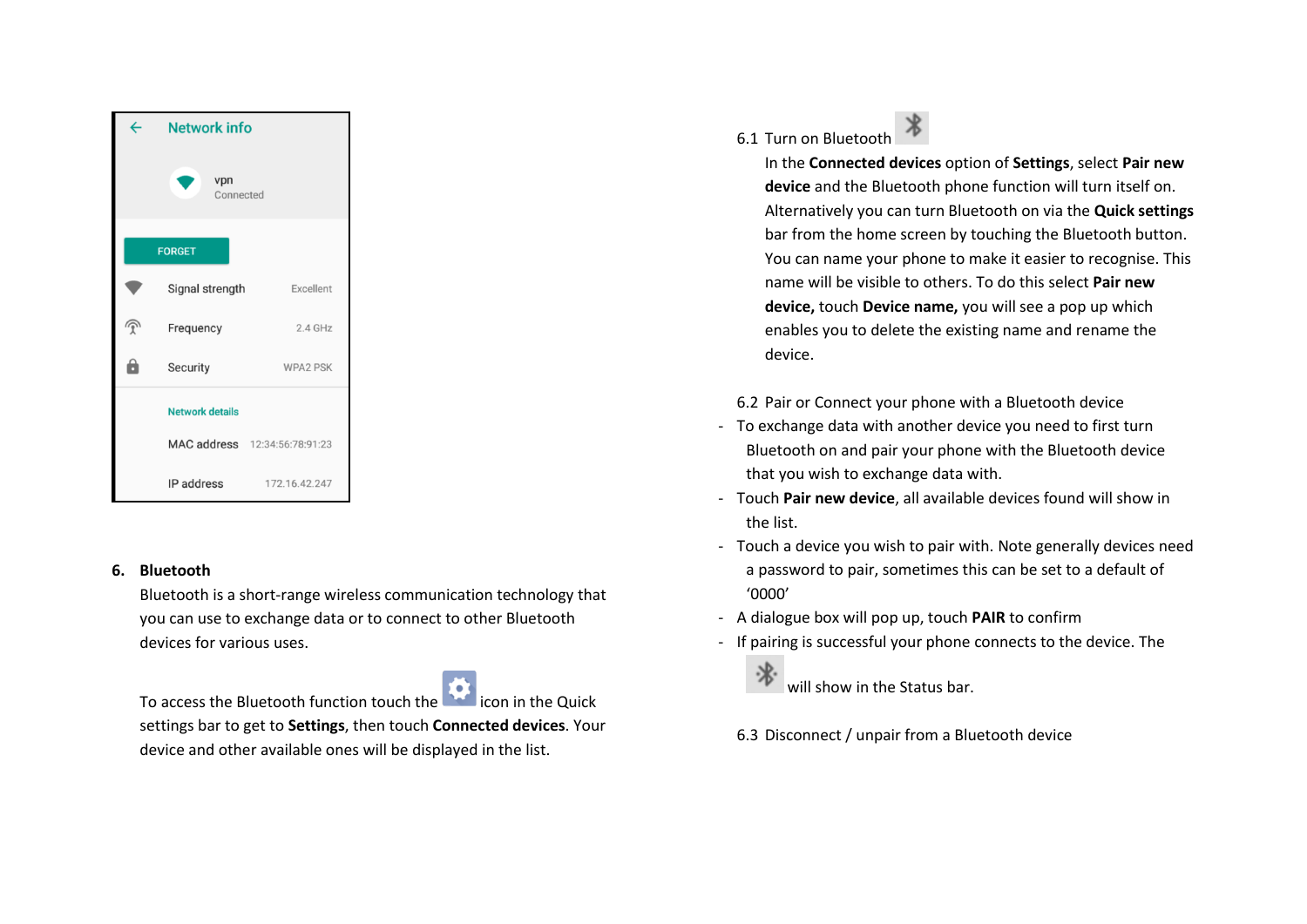## 6. Bluetooth

Bluetooth is a short-range wireless communication technology that you can use to exchange data or to connect to other Bluetooth devices for various uses.

To access the Bluetooth function touch the icon in the Quick settings bar to get to **Settings**, then touch **Connected devices**. Your device and other available ones will be displayed in the list.

### 6.1 Turn on Bluetooth

In the **Connected devices** option of **Settings**, select **Pair new device** and the Bluetooth phone function will turn itself on. Alternatively you can turn Bluetooth on via the **Quick settings** bar from the home screen by touching the Bluetooth button. You can name your phone to make it easier to recognise. This name will be visible to others. To do this select **Pair new device,** touch **Device name,** you will see a pop up which enables you to delete the existing name and rename the device.

### 6.2 Pair or Connect your phone with a Bluetooth device

- To exchange data with another device you need to first turn Bluetooth on and pair your phone with the Bluetooth device that you wish to exchange data with.
- Touch **Pair new device**, all available devices found will show in the list.
- Touch a device you wish to pair with. Note generally devices need a password to pair, sometimes this can be set to a default of '0000'
- A dialogue box will pop up, touch **PAIR** to confirm
- If pairing is successful your phone connects to the device. The will show in the Status bar.

### 6.3 Disconnect / unpair from a Bluetooth device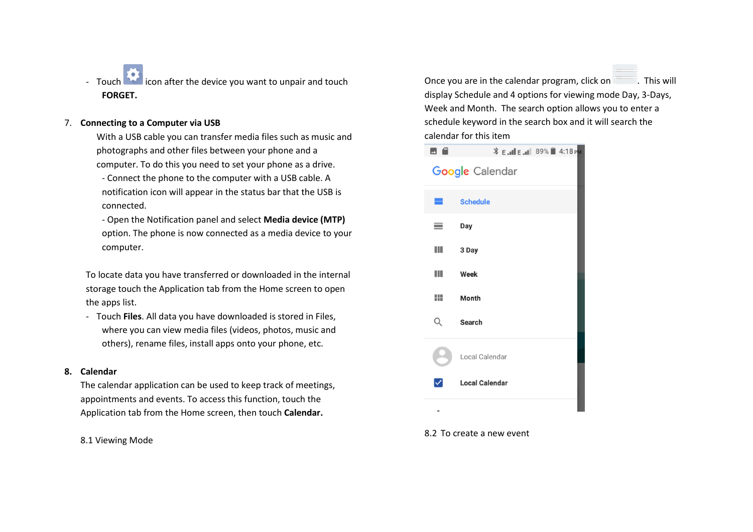- Touch icon after the device you want to unpair and touch **FORGET.**

7. **Connecting to a Computer via USB**

   With a USB cable you can transfer media files such as music and photographs and other files between your phone and a computer. To do this you need to set your phone as a drive.

   - Connect the phone to the computer with a USB cable. A notification icon will appear in the status bar that the USB is connected.
   - Open the Notification panel and select **Media device (MTP)** option. The phone is now connected as a media device to your computer.

To locate data you have transferred or downloaded in the internal storage touch the Application tab from the Home screen to open the apps list.

- Touch **Files**. All data you have downloaded is stored in Files, where you can view media files (videos, photos, music and others), rename files, install apps onto your phone, etc.

8. **Calendar**

   The calendar application can be used to keep track of meetings, appointments and events. To access this function, touch the Application tab from the Home screen, then touch **Calendar.**

   8.1 Viewing Mode

Once you are in the calendar program, click on . This will display Schedule and 4 options for viewing mode Day, 3-Days, Week and Month. The search option allows you to enter a schedule keyword in the search box and it will search the calendar for this item

8.2 To create a new event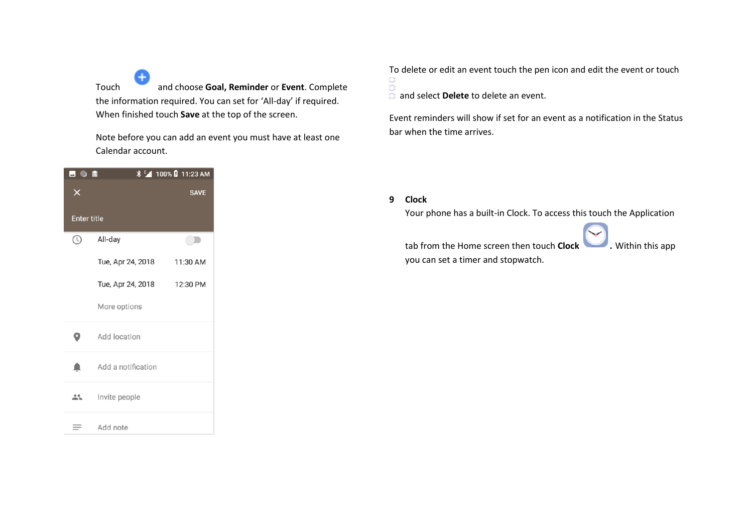Touch and choose **Goal, Reminder** or **Event**. Complete the information required. You can set for 'All-day' if required. When finished touch **Save** at the top of the screen.

Note before you can add an event you must have at least one Calendar account.

To delete or edit an event touch the pen icon and edit the event or touch and select **Delete** to delete an event.

Event reminders will show if set for an event as a notification in the Status bar when the time arrives.

## 9 Clock

Your phone has a built-in Clock. To access this touch the Application tab from the Home screen then touch **Clock**. Within this app you can set a timer and stopwatch.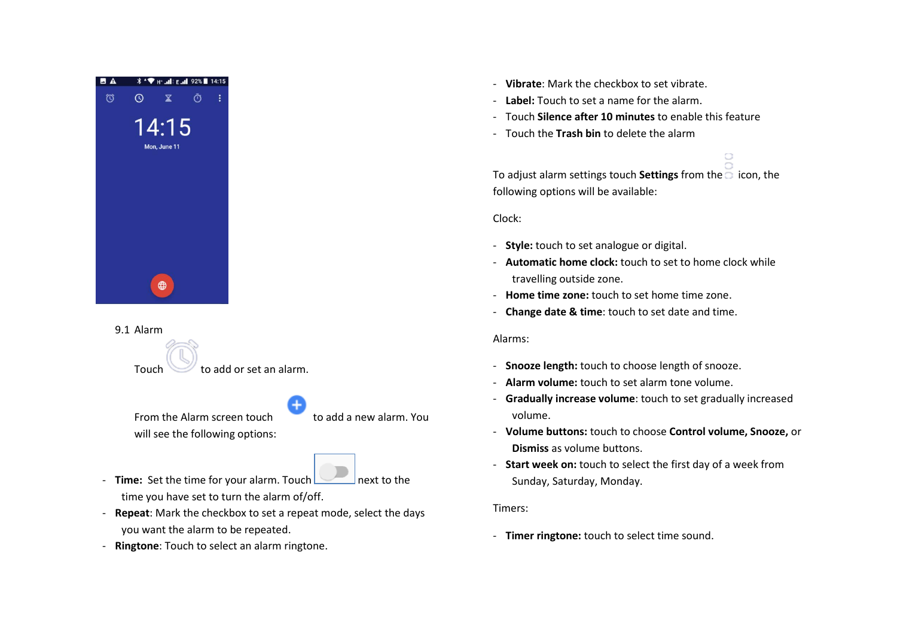## 9.1 Alarm

Touch to add or set an alarm.

From the Alarm screen touch to add a new alarm. You will see the following options:

- **Time:** Set the time for your alarm. Touch next to the time you have set to turn the alarm of/off.
- **Repeat**: Mark the checkbox to set a repeat mode, select the days you want the alarm to be repeated.
- **Ringtone**: Touch to select an alarm ringtone.
- **Vibrate**: Mark the checkbox to set vibrate.
- **Label:** Touch to set a name for the alarm.
- Touch **Silence after 10 minutes** to enable this feature
- Touch the **Trash bin** to delete the alarm

To adjust alarm settings touch **Settings** from the icon, the following options will be available:

Clock:

- **Style:** touch to set analogue or digital.
- **Automatic home clock:** touch to set to home clock while travelling outside zone.
- **Home time zone:** touch to set home time zone.
- **Change date & time**: touch to set date and time.

Alarms:

- **Snooze length:** touch to choose length of snooze.
- **Alarm volume:** touch to set alarm tone volume.
- **Gradually increase volume**: touch to set gradually increased volume.
- **Volume buttons:** touch to choose **Control volume, Snooze,** or **Dismiss** as volume buttons.
- **Start week on:** touch to select the first day of a week from Sunday, Saturday, Monday.

Timers:

- **Timer ringtone:** touch to select time sound.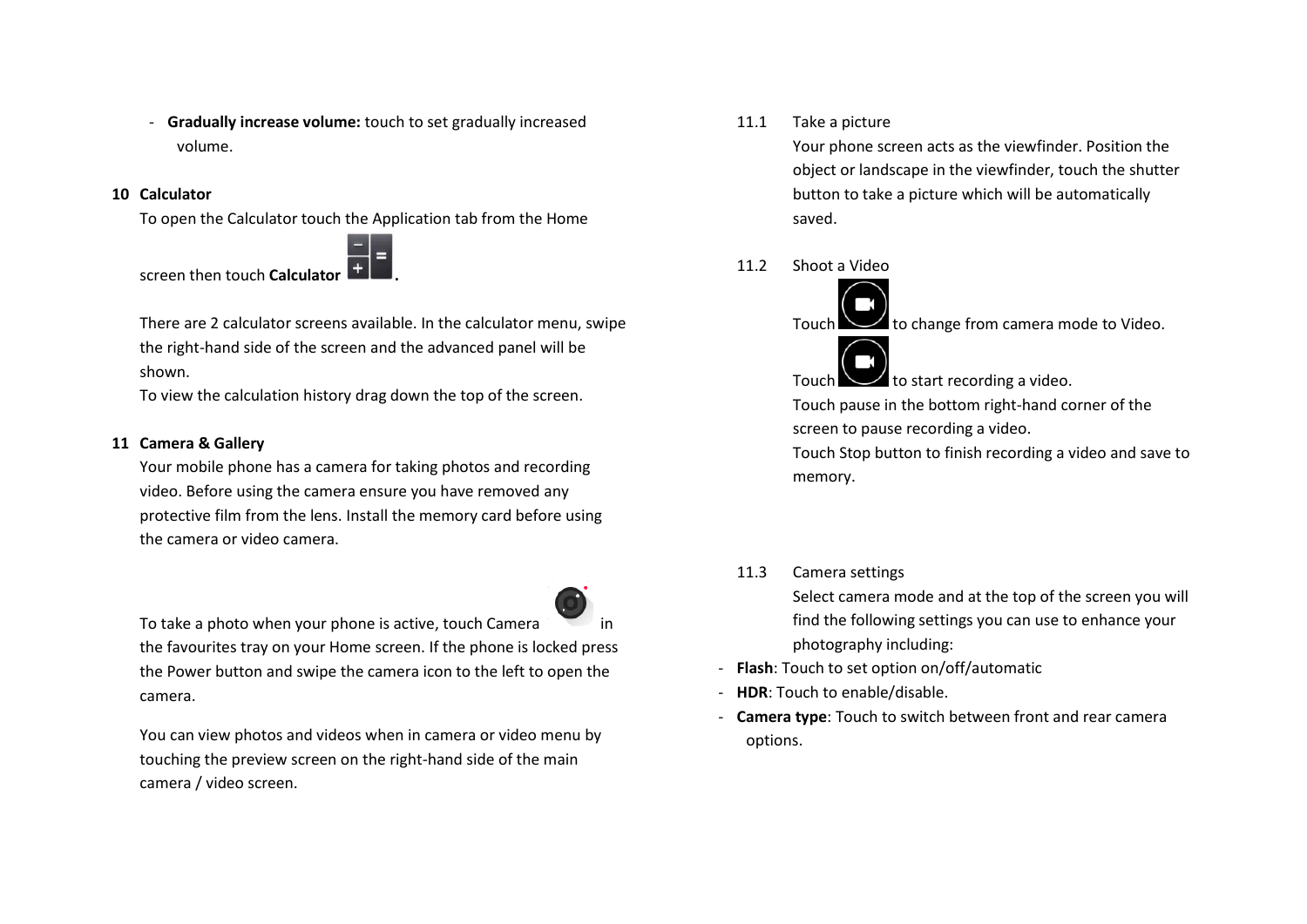- **Gradually increase volume:** touch to set gradually increased volume.

## 10 Calculator

To open the Calculator touch the Application tab from the Home screen then touch **Calculator** .

There are 2 calculator screens available. In the calculator menu, swipe the right-hand side of the screen and the advanced panel will be shown.

To view the calculation history drag down the top of the screen.

## 11 Camera & Gallery

Your mobile phone has a camera for taking photos and recording video. Before using the camera ensure you have removed any protective film from the lens. Install the memory card before using the camera or video camera.

To take a photo when your phone is active, touch Camera in the favourites tray on your Home screen. If the phone is locked press the Power button and swipe the camera icon to the left to open the camera.

You can view photos and videos when in camera or video menu by touching the preview screen on the right-hand side of the main camera / video screen.

### 11.1 Take a picture

Your phone screen acts as the viewfinder. Position the object or landscape in the viewfinder, touch the shutter button to take a picture which will be automatically saved.

### 11.2 Shoot a Video

Touch to change from camera mode to Video.

Touch to start recording a video.

Touch pause in the bottom right-hand corner of the screen to pause recording a video.

Touch Stop button to finish recording a video and save to memory.

### 11.3 Camera settings

Select camera mode and at the top of the screen you will find the following settings you can use to enhance your photography including:

- **Flash**: Touch to set option on/off/automatic
- **HDR**: Touch to enable/disable.
- **Camera type**: Touch to switch between front and rear camera options.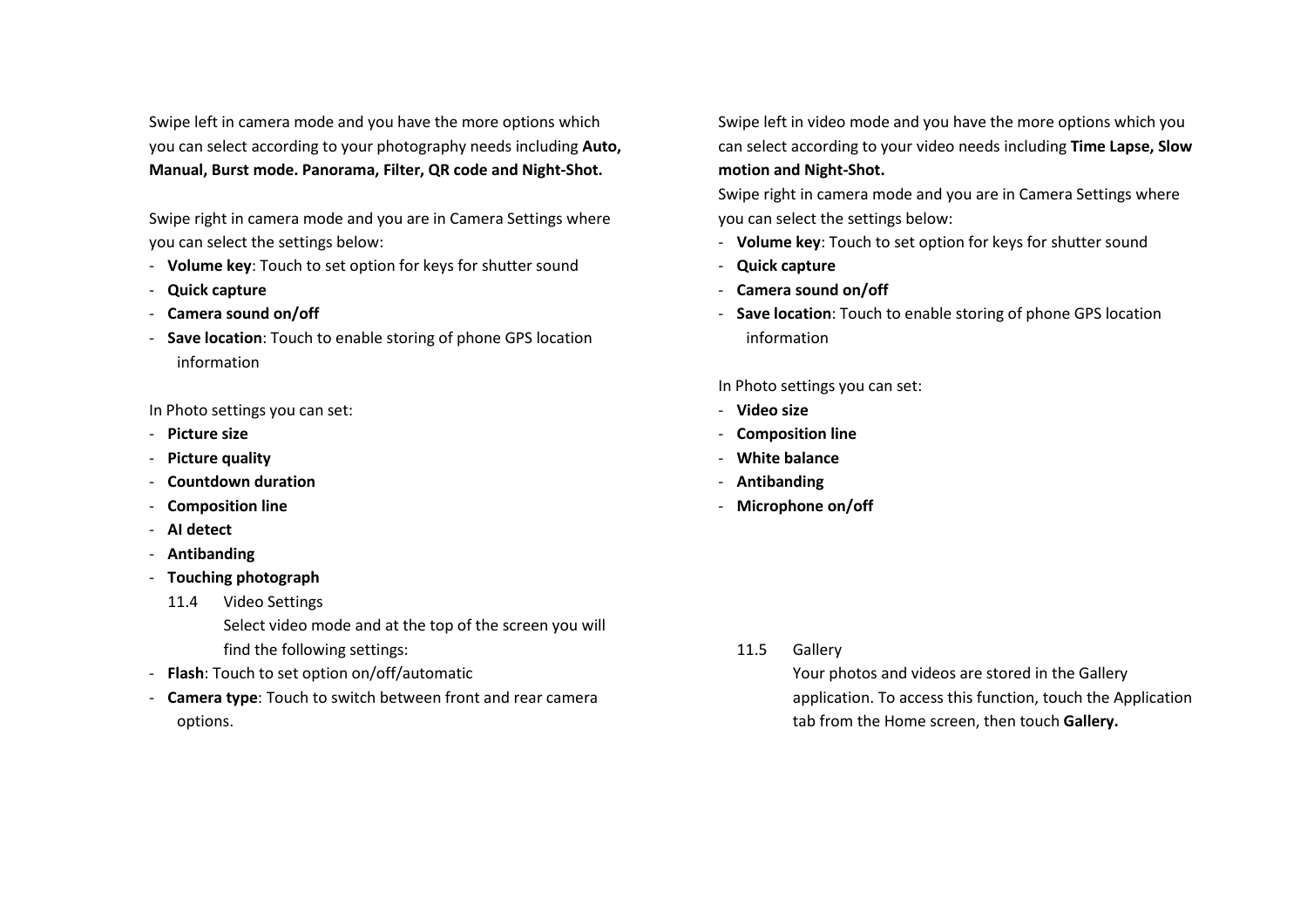Swipe left in camera mode and you have the more options which you can select according to your photography needs including **Auto, Manual, Burst mode. Panorama, Filter, QR code and Night-Shot.**

Swipe right in camera mode and you are in Camera Settings where you can select the settings below:

- **Volume key**: Touch to set option for keys for shutter sound
- **Quick capture**
- **Camera sound on/off**
- **Save location**: Touch to enable storing of phone GPS location information

In Photo settings you can set:

- **Picture size**
- **Picture quality**
- **Countdown duration**
- **Composition line**
- **AI detect**
- **Antibanding**
- **Touching photograph**

### 11.4 Video Settings

Select video mode and at the top of the screen you will find the following settings:

- **Flash**: Touch to set option on/off/automatic
- **Camera type**: Touch to switch between front and rear camera options.

Swipe left in video mode and you have the more options which you can select according to your video needs including **Time Lapse, Slow motion and Night-Shot.**

Swipe right in camera mode and you are in Camera Settings where you can select the settings below:

- **Volume key**: Touch to set option for keys for shutter sound
- **Quick capture**
- **Camera sound on/off**
- **Save location**: Touch to enable storing of phone GPS location information

In Photo settings you can set:

- **Video size**
- **Composition line**
- **White balance**
- **Antibanding**
- **Microphone on/off**

### 11.5 Gallery

Your photos and videos are stored in the Gallery application. To access this function, touch the Application tab from the Home screen, then touch **Gallery.**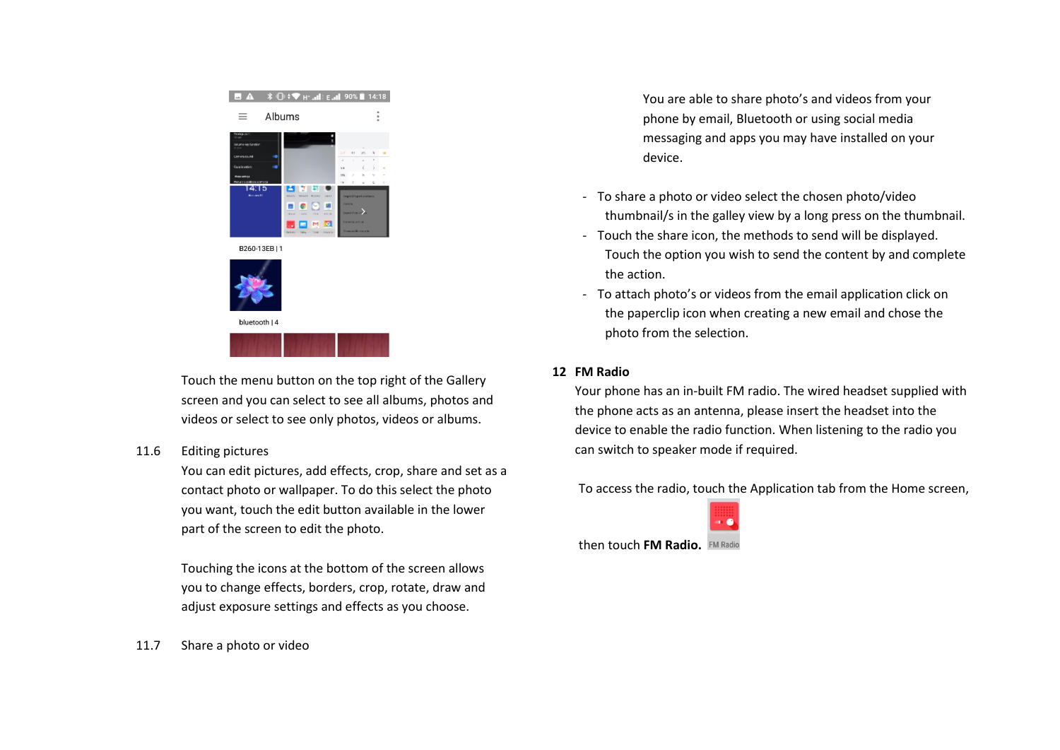Touch the menu button on the top right of the Gallery screen and you can select to see all albums, photos and videos or select to see only photos, videos or albums.

## 11.6 Editing pictures

You can edit pictures, add effects, crop, share and set as a contact photo or wallpaper. To do this select the photo you want, touch the edit button available in the lower part of the screen to edit the photo.

Touching the icons at the bottom of the screen allows you to change effects, borders, crop, rotate, draw and adjust exposure settings and effects as you choose.

## 11.7 Share a photo or video

You are able to share photo's and videos from your phone by email, Bluetooth or using social media messaging and apps you may have installed on your device.

- To share a photo or video select the chosen photo/video thumbnail/s in the galley view by a long press on the thumbnail.
- Touch the share icon, the methods to send will be displayed. Touch the option you wish to send the content by and complete the action.
- To attach photo's or videos from the email application click on the paperclip icon when creating a new email and chose the photo from the selection.

# 12 FM Radio

Your phone has an in-built FM radio. The wired headset supplied with the phone acts as an antenna, please insert the headset into the device to enable the radio function. When listening to the radio you can switch to speaker mode if required.

To access the radio, touch the Application tab from the Home screen, then touch **FM Radio.**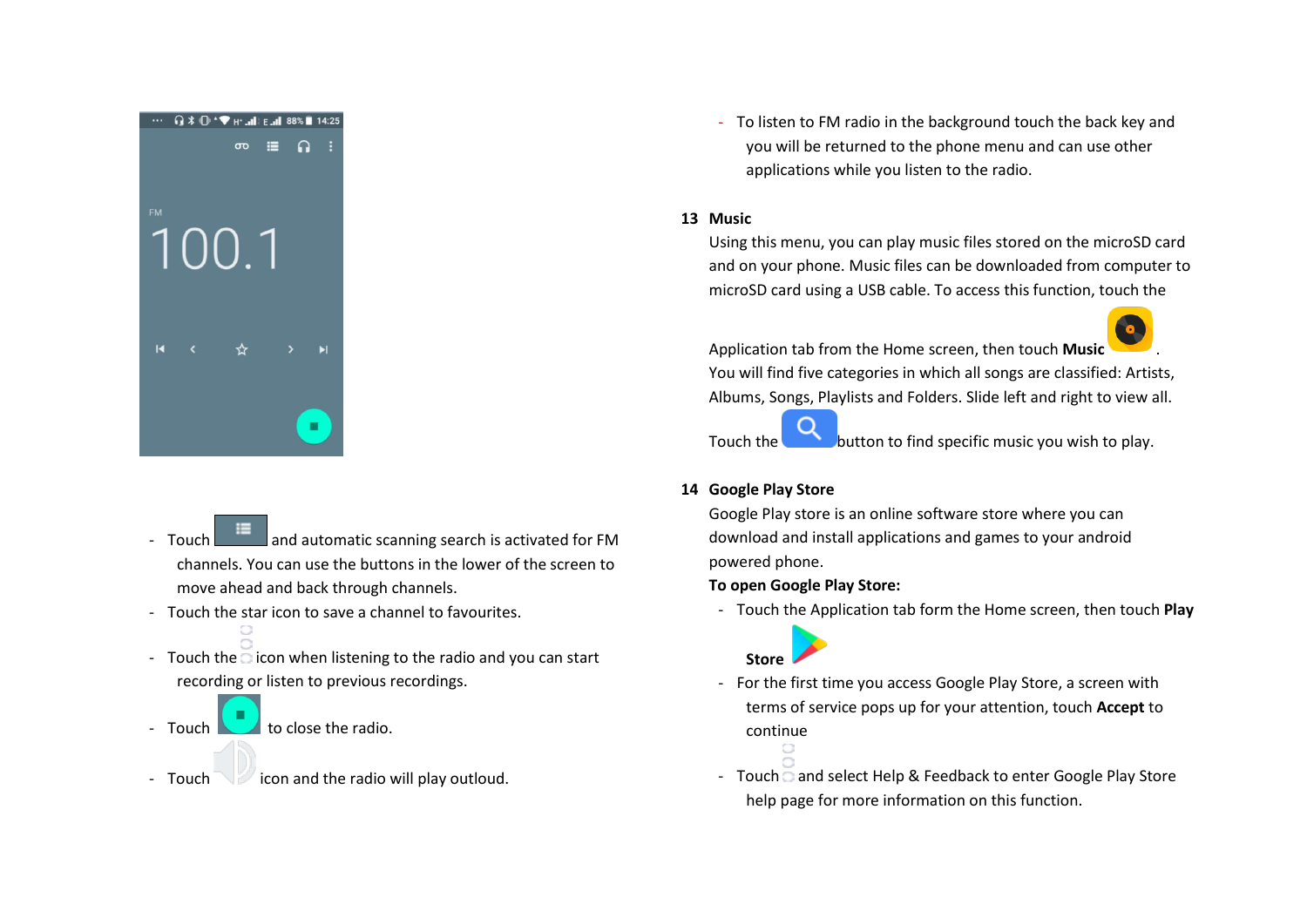- Touch and automatic scanning search is activated for FM channels. You can use the buttons in the lower of the screen to move ahead and back through channels.
- Touch the star icon to save a channel to favourites.
- Touch the icon when listening to the radio and you can start recording or listen to previous recordings.
- Touch to close the radio.
- Touch icon and the radio will play outloud.
- To listen to FM radio in the background touch the back key and you will be returned to the phone menu and can use other applications while you listen to the radio.

## 13 Music

Using this menu, you can play music files stored on the microSD card and on your phone. Music files can be downloaded from computer to microSD card using a USB cable. To access this function, touch the Application tab from the Home screen, then touch **Music** . You will find five categories in which all songs are classified: Artists, Albums, Songs, Playlists and Folders. Slide left and right to view all.

Touch the button to find specific music you wish to play.

## 14 Google Play Store

Google Play store is an online software store where you can download and install applications and games to your android powered phone.

**To open Google Play Store:**

- Touch the Application tab form the Home screen, then touch **Play Store**
- For the first time you access Google Play Store, a screen with terms of service pops up for your attention, touch **Accept** to continue
- Touch and select Help & Feedback to enter Google Play Store help page for more information on this function.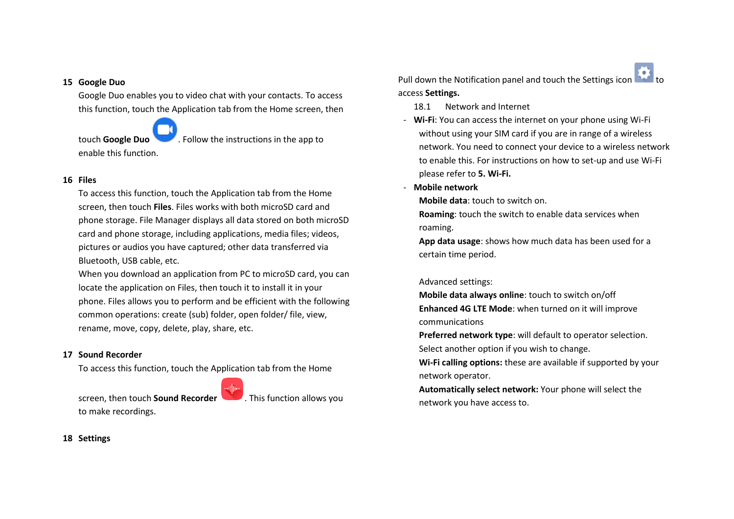## 15 Google Duo

Google Duo enables you to video chat with your contacts. To access this function, touch the Application tab from the Home screen, then touch **Google Duo** . Follow the instructions in the app to enable this function.

## 16 Files

To access this function, touch the Application tab from the Home screen, then touch **Files**. Files works with both microSD card and phone storage. File Manager displays all data stored on both microSD card and phone storage, including applications, media files; videos, pictures or audios you have captured; other data transferred via Bluetooth, USB cable, etc.

When you download an application from PC to microSD card, you can locate the application on Files, then touch it to install it in your phone. Files allows you to perform and be efficient with the following common operations: create (sub) folder, open folder/ file, view, rename, move, copy, delete, play, share, etc.

## 17 Sound Recorder

To access this function, touch the Application tab from the Home screen, then touch **Sound Recorder** . This function allows you to make recordings.

## 18 Settings

Pull down the Notification panel and touch the Settings icon to access **Settings.**

### 18.1 Network and Internet

- **Wi-Fi**: You can access the internet on your phone using Wi-Fi without using your SIM card if you are in range of a wireless network. You need to connect your device to a wireless network to enable this. For instructions on how to set-up and use Wi-Fi please refer to **5. Wi-Fi.**
- **Mobile network**

  **Mobile data**: touch to switch on.

  **Roaming**: touch the switch to enable data services when roaming.

  **App data usage**: shows how much data has been used for a certain time period.

  Advanced settings:

  **Mobile data always online**: touch to switch on/off

  **Enhanced 4G LTE Mode**: when turned on it will improve communications

  **Preferred network type**: will default to operator selection. Select another option if you wish to change.

  **Wi-Fi calling options:** these are available if supported by your network operator.

  **Automatically select network:** Your phone will select the network you have access to.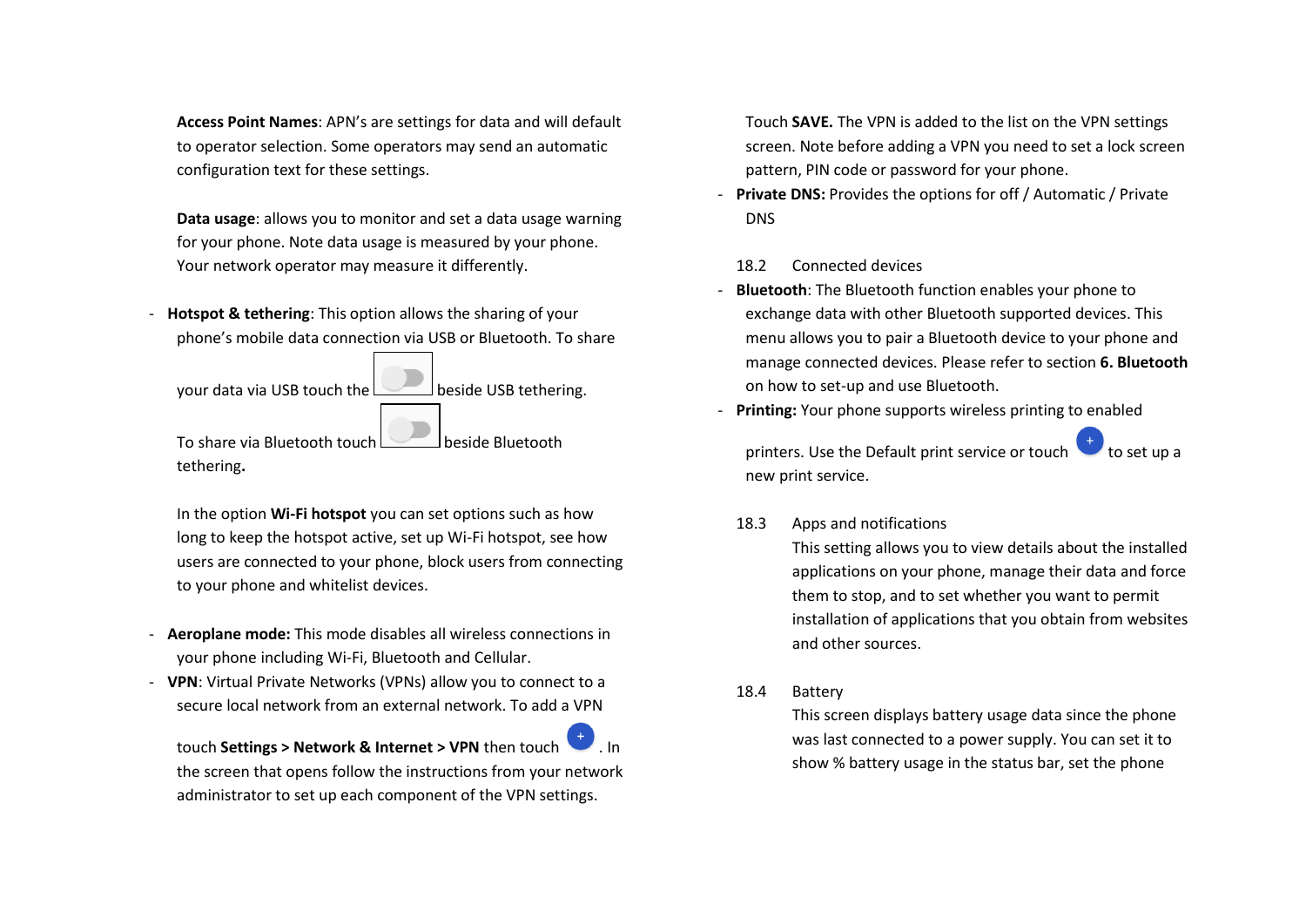**Access Point Names**: APN's are settings for data and will default to operator selection. Some operators may send an automatic configuration text for these settings.

**Data usage**: allows you to monitor and set a data usage warning for your phone. Note data usage is measured by your phone. Your network operator may measure it differently.

- **Hotspot & tethering**: This option allows the sharing of your phone's mobile data connection via USB or Bluetooth. To share your data via USB touch the beside USB tethering.

  To share via Bluetooth touch beside Bluetooth tethering**.**

  In the option **Wi-Fi hotspot** you can set options such as how long to keep the hotspot active, set up Wi-Fi hotspot, see how users are connected to your phone, block users from connecting to your phone and whitelist devices.

- **Aeroplane mode:** This mode disables all wireless connections in your phone including Wi-Fi, Bluetooth and Cellular.
- **VPN**: Virtual Private Networks (VPNs) allow you to connect to a secure local network from an external network. To add a VPN touch **Settings > Network & Internet > VPN** then touch . In the screen that opens follow the instructions from your network administrator to set up each component of the VPN settings.

  Touch **SAVE.** The VPN is added to the list on the VPN settings screen. Note before adding a VPN you need to set a lock screen pattern, PIN code or password for your phone.
- **Private DNS:** Provides the options for off / Automatic / Private DNS

18.2 Connected devices

- **Bluetooth**: The Bluetooth function enables your phone to exchange data with other Bluetooth supported devices. This menu allows you to pair a Bluetooth device to your phone and manage connected devices. Please refer to section **6. Bluetooth** on how to set-up and use Bluetooth.
- **Printing:** Your phone supports wireless printing to enabled printers. Use the Default print service or touch to set up a new print service.

18.3 Apps and notifications

This setting allows you to view details about the installed applications on your phone, manage their data and force them to stop, and to set whether you want to permit installation of applications that you obtain from websites and other sources.

18.4 Battery

This screen displays battery usage data since the phone was last connected to a power supply. You can set it to show % battery usage in the status bar, set the phone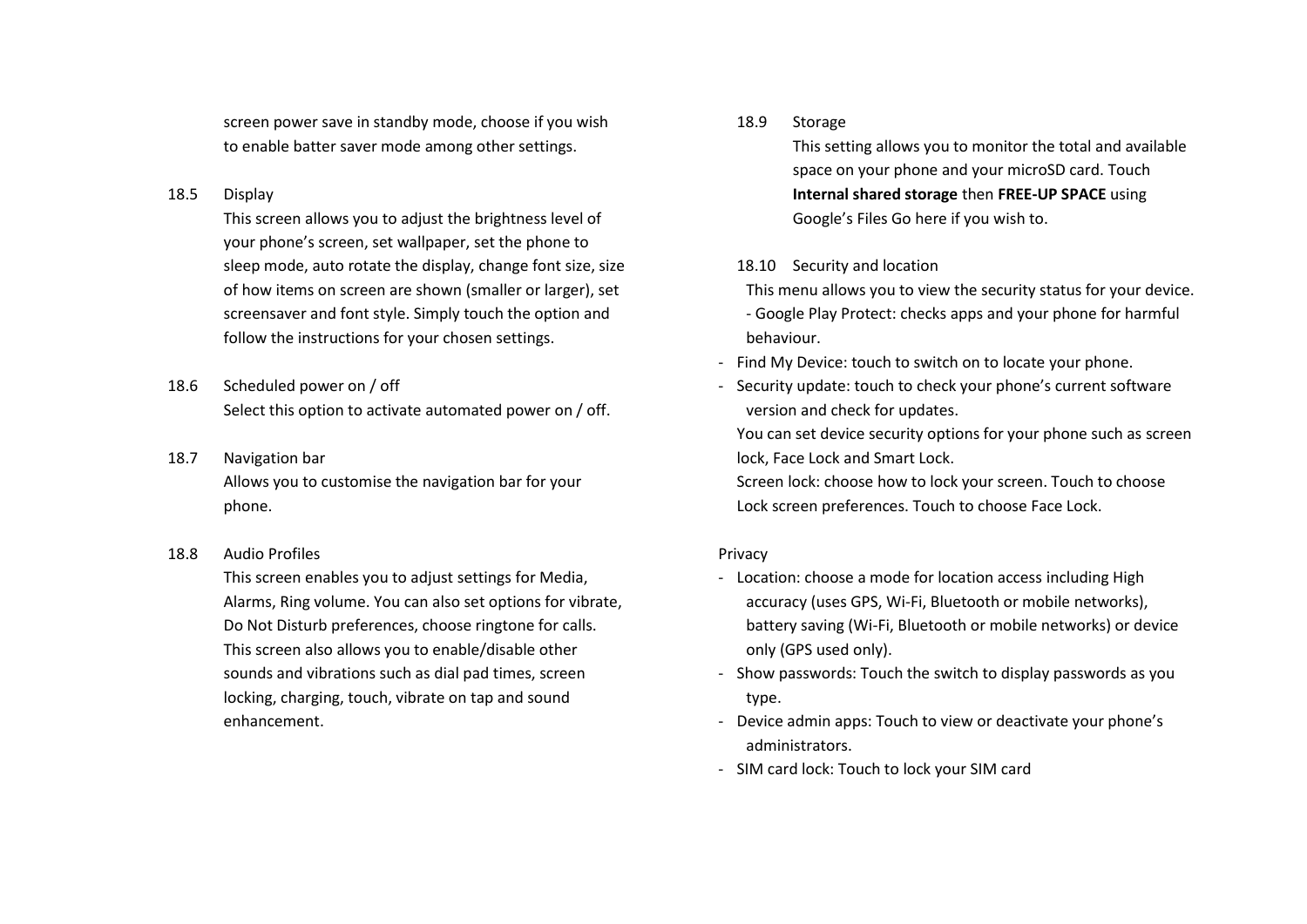screen power save in standby mode, choose if you wish to enable batter saver mode among other settings.

### 18.5 Display

This screen allows you to adjust the brightness level of your phone's screen, set wallpaper, set the phone to sleep mode, auto rotate the display, change font size, size of how items on screen are shown (smaller or larger), set screensaver and font style. Simply touch the option and follow the instructions for your chosen settings.

### 18.6 Scheduled power on / off

Select this option to activate automated power on / off.

### 18.7 Navigation bar

Allows you to customise the navigation bar for your phone.

### 18.8 Audio Profiles

This screen enables you to adjust settings for Media, Alarms, Ring volume. You can also set options for vibrate, Do Not Disturb preferences, choose ringtone for calls. This screen also allows you to enable/disable other sounds and vibrations such as dial pad times, screen locking, charging, touch, vibrate on tap and sound enhancement.

### 18.9 Storage

This setting allows you to monitor the total and available space on your phone and your microSD card. Touch **Internal shared storage** then **FREE-UP SPACE** using Google's Files Go here if you wish to.

### 18.10 Security and location

This menu allows you to view the security status for your device.

- Google Play Protect: checks apps and your phone for harmful behaviour.
- Find My Device: touch to switch on to locate your phone.
- Security update: touch to check your phone's current software version and check for updates.

You can set device security options for your phone such as screen lock, Face Lock and Smart Lock.

Screen lock: choose how to lock your screen. Touch to choose Lock screen preferences. Touch to choose Face Lock.

Privacy

- Location: choose a mode for location access including High accuracy (uses GPS, Wi-Fi, Bluetooth or mobile networks), battery saving (Wi-Fi, Bluetooth or mobile networks) or device only (GPS used only).
- Show passwords: Touch the switch to display passwords as you type.
- Device admin apps: Touch to view or deactivate your phone's administrators.
- SIM card lock: Touch to lock your SIM card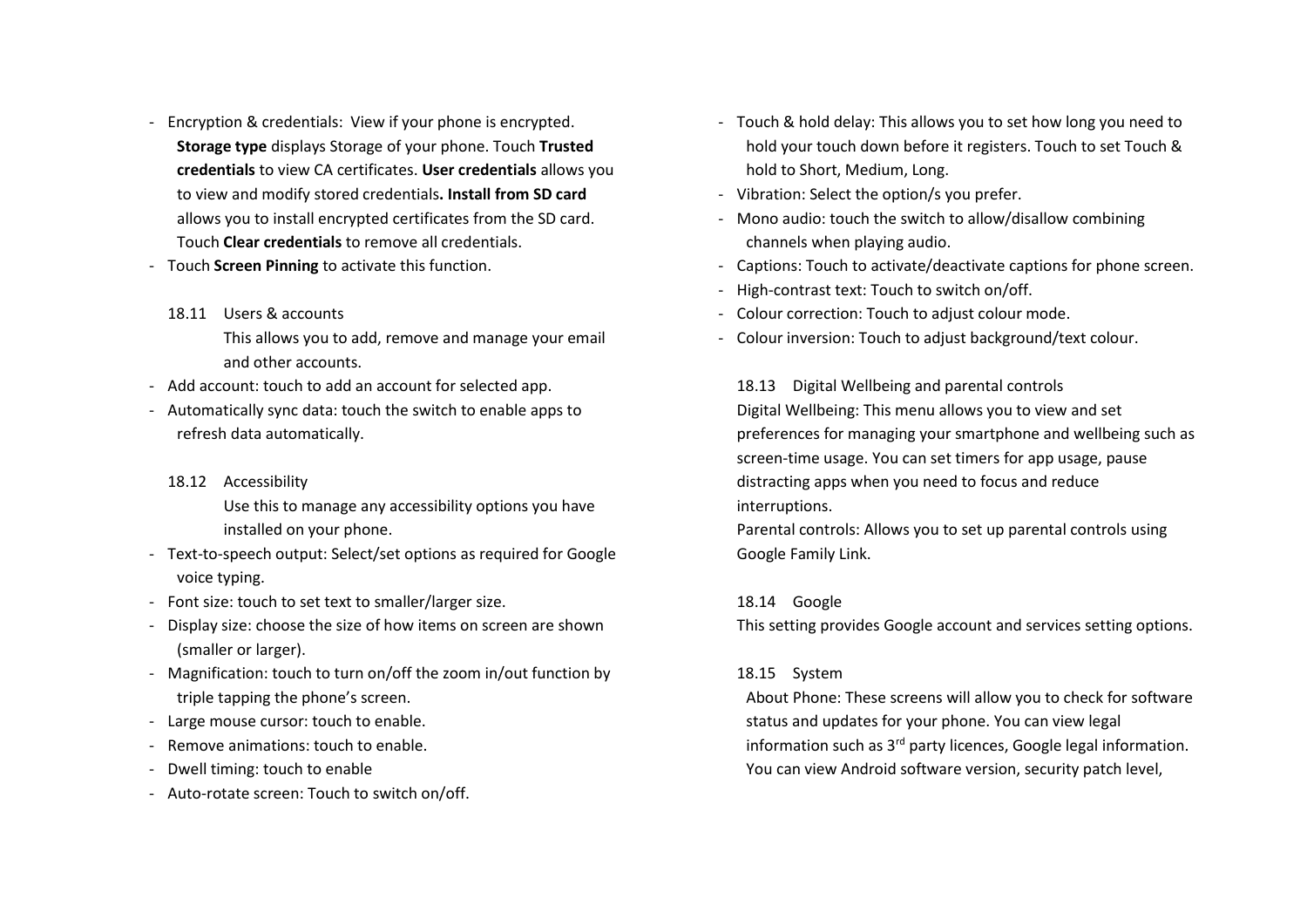- Encryption & credentials: View if your phone is encrypted. **Storage type** displays Storage of your phone. Touch **Trusted credentials** to view CA certificates. **User credentials** allows you to view and modify stored credentials**. Install from SD card** allows you to install encrypted certificates from the SD card. Touch **Clear credentials** to remove all credentials.
- Touch **Screen Pinning** to activate this function.

### 18.11 Users & accounts

This allows you to add, remove and manage your email and other accounts.

- Add account: touch to add an account for selected app.
- Automatically sync data: touch the switch to enable apps to refresh data automatically.

### 18.12 Accessibility

Use this to manage any accessibility options you have installed on your phone.

- Text-to-speech output: Select/set options as required for Google voice typing.
- Font size: touch to set text to smaller/larger size.
- Display size: choose the size of how items on screen are shown (smaller or larger).
- Magnification: touch to turn on/off the zoom in/out function by triple tapping the phone's screen.
- Large mouse cursor: touch to enable.
- Remove animations: touch to enable.
- Dwell timing: touch to enable
- Auto-rotate screen: Touch to switch on/off.
- Touch & hold delay: This allows you to set how long you need to hold your touch down before it registers. Touch to set Touch & hold to Short, Medium, Long.
- Vibration: Select the option/s you prefer.
- Mono audio: touch the switch to allow/disallow combining channels when playing audio.
- Captions: Touch to activate/deactivate captions for phone screen.
- High-contrast text: Touch to switch on/off.
- Colour correction: Touch to adjust colour mode.
- Colour inversion: Touch to adjust background/text colour.

### 18.13 Digital Wellbeing and parental controls

Digital Wellbeing: This menu allows you to view and set preferences for managing your smartphone and wellbeing such as screen-time usage. You can set timers for app usage, pause distracting apps when you need to focus and reduce interruptions.

Parental controls: Allows you to set up parental controls using Google Family Link.

### 18.14 Google

This setting provides Google account and services setting options.

### 18.15 System

About Phone: These screens will allow you to check for software status and updates for your phone. You can view legal information such as 3rd party licences, Google legal information. You can view Android software version, security patch level,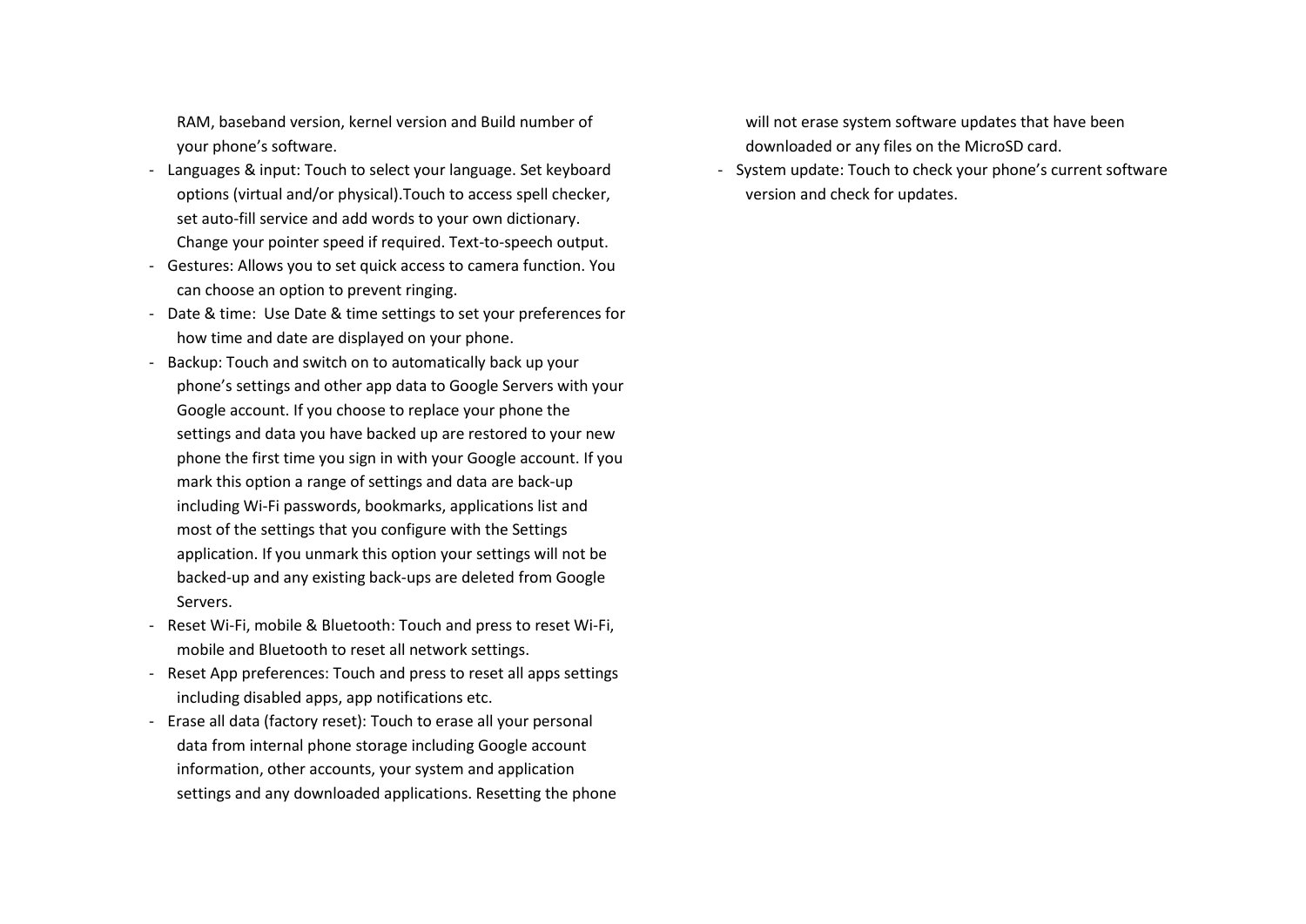RAM, baseband version, kernel version and Build number of your phone's software.

- Languages & input: Touch to select your language. Set keyboard options (virtual and/or physical).Touch to access spell checker, set auto-fill service and add words to your own dictionary. Change your pointer speed if required. Text-to-speech output.
- Gestures: Allows you to set quick access to camera function. You can choose an option to prevent ringing.
- Date & time: Use Date & time settings to set your preferences for how time and date are displayed on your phone.
- Backup: Touch and switch on to automatically back up your phone's settings and other app data to Google Servers with your Google account. If you choose to replace your phone the settings and data you have backed up are restored to your new phone the first time you sign in with your Google account. If you mark this option a range of settings and data are back-up including Wi-Fi passwords, bookmarks, applications list and most of the settings that you configure with the Settings application. If you unmark this option your settings will not be backed-up and any existing back-ups are deleted from Google Servers.
- Reset Wi-Fi, mobile & Bluetooth: Touch and press to reset Wi-Fi, mobile and Bluetooth to reset all network settings.
- Reset App preferences: Touch and press to reset all apps settings including disabled apps, app notifications etc.
- Erase all data (factory reset): Touch to erase all your personal data from internal phone storage including Google account information, other accounts, your system and application settings and any downloaded applications. Resetting the phone will not erase system software updates that have been downloaded or any files on the MicroSD card.
- System update: Touch to check your phone's current software version and check for updates.